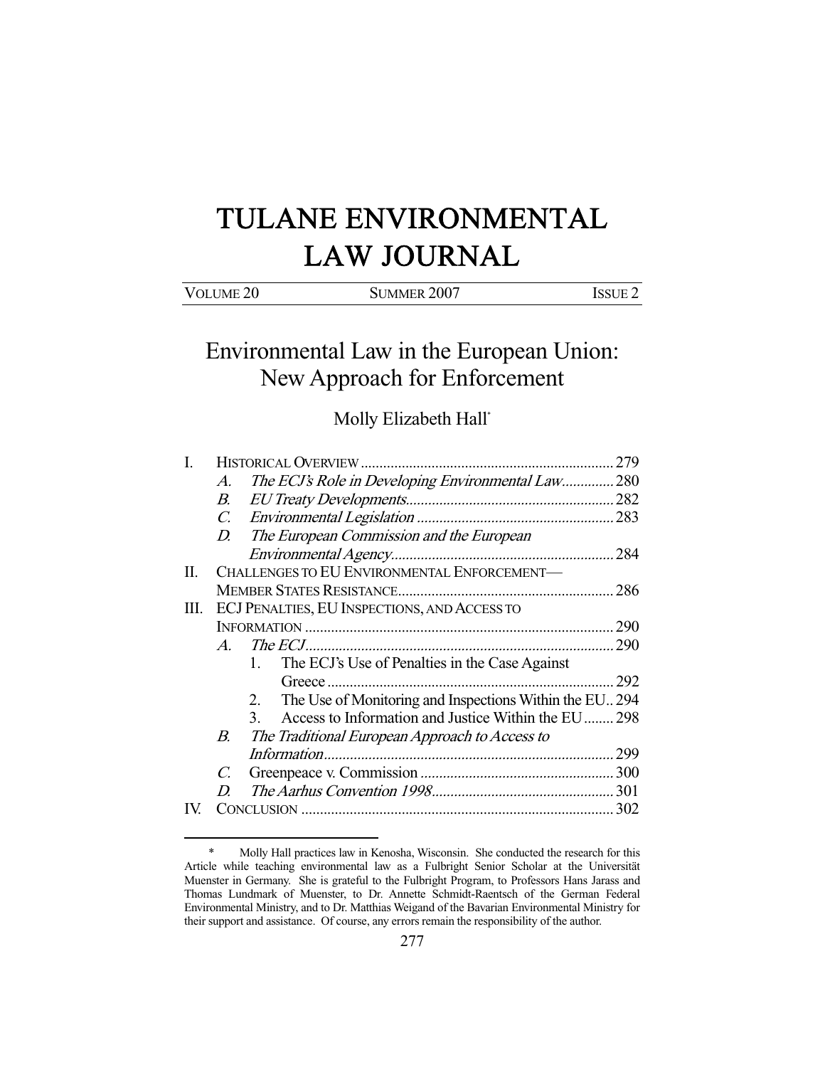# TULANE ENVIRONMENTAL LAW JOURNAL

VOLUME 20 SUMMER 2007 ISSUE 2

## Environmental Law in the European Union: New Approach for Enforcement

Molly Elizabeth Hall*

I. HISTORICAL OVERVIEW ... 279
 A. *The ECJ's Role in Developing Environmental Law* ... 280
 B. *EU Treaty Developments* ... 282
 C. *Environmental Legislation* ... 283
 D. *The European Commission and the European Environmental Agency* ... 284
II. CHALLENGES TO EU ENVIRONMENTAL ENFORCEMENT—MEMBER STATES RESISTANCE ... 286
III. ECJ PENALTIES, EU INSPECTIONS, AND ACCESS TO INFORMATION ... 290
 A. *The ECJ* ... 290
  1. The ECJ's Use of Penalties in the Case Against Greece ... 292
  2. The Use of Monitoring and Inspections Within the EU .. 294
  3. Access to Information and Justice Within the EU ... 298
 B. *The Traditional European Approach to Access to Information* ... 299
 C. Greenpeace v. Commission ... 300
 D. *The Aarhus Convention 1998* ... 301
IV. CONCLUSION ... 302

---

\* Molly Hall practices law in Kenosha, Wisconsin. She conducted the research for this Article while teaching environmental law as a Fulbright Senior Scholar at the Universität Muenster in Germany. She is grateful to the Fulbright Program, to Professors Hans Jarass and Thomas Lundmark of Muenster, to Dr. Annette Schmidt-Raentsch of the German Federal Environmental Ministry, and to Dr. Matthias Weigand of the Bavarian Environmental Ministry for their support and assistance. Of course, any errors remain the responsibility of the author.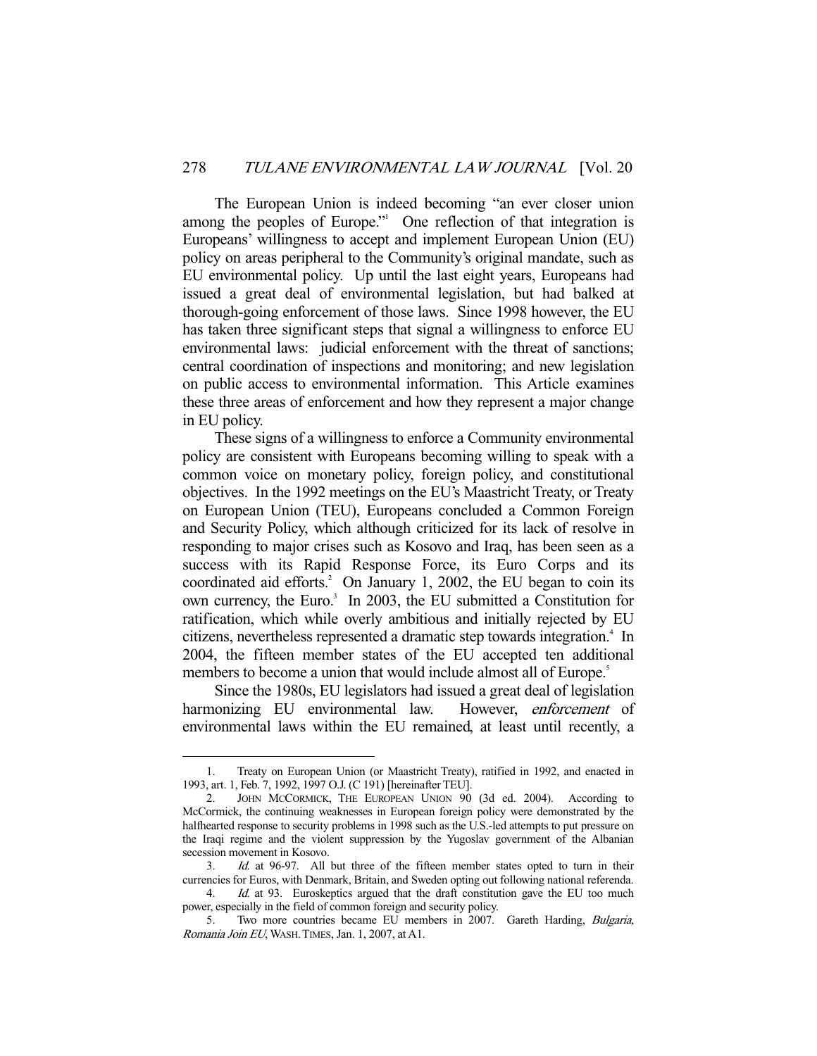The European Union is indeed becoming "an ever closer union among the peoples of Europe."[1] One reflection of that integration is Europeans' willingness to accept and implement European Union (EU) policy on areas peripheral to the Community's original mandate, such as EU environmental policy. Up until the last eight years, Europeans had issued a great deal of environmental legislation, but had balked at thorough-going enforcement of those laws. Since 1998 however, the EU has taken three significant steps that signal a willingness to enforce EU environmental laws: judicial enforcement with the threat of sanctions; central coordination of inspections and monitoring; and new legislation on public access to environmental information. This Article examines these three areas of enforcement and how they represent a major change in EU policy.

These signs of a willingness to enforce a Community environmental policy are consistent with Europeans becoming willing to speak with a common voice on monetary policy, foreign policy, and constitutional objectives. In the 1992 meetings on the EU's Maastricht Treaty, or Treaty on European Union (TEU), Europeans concluded a Common Foreign and Security Policy, which although criticized for its lack of resolve in responding to major crises such as Kosovo and Iraq, has been seen as a success with its Rapid Response Force, its Euro Corps and its coordinated aid efforts.[2] On January 1, 2002, the EU began to coin its own currency, the Euro.[3] In 2003, the EU submitted a Constitution for ratification, which while overly ambitious and initially rejected by EU citizens, nevertheless represented a dramatic step towards integration.[4] In 2004, the fifteen member states of the EU accepted ten additional members to become a union that would include almost all of Europe.[5]

Since the 1980s, EU legislators had issued a great deal of legislation harmonizing EU environmental law. However, *enforcement* of environmental laws within the EU remained, at least until recently, a

---

1. Treaty on European Union (or Maastricht Treaty), ratified in 1992, and enacted in 1993, art. 1, Feb. 7, 1992, 1997 O.J. (C 191) [hereinafter TEU].

2. JOHN MCCORMICK, THE EUROPEAN UNION 90 (3d ed. 2004). According to McCormick, the continuing weaknesses in European foreign policy were demonstrated by the halfhearted response to security problems in 1998 such as the U.S.-led attempts to put pressure on the Iraqi regime and the violent suppression by the Yugoslav government of the Albanian secession movement in Kosovo.

3. *Id.* at 96-97. All but three of the fifteen member states opted to turn in their currencies for Euros, with Denmark, Britain, and Sweden opting out following national referenda.

4. *Id.* at 93. Euroskeptics argued that the draft constitution gave the EU too much power, especially in the field of common foreign and security policy.

5. Two more countries became EU members in 2007. Gareth Harding, *Bulgaria, Romania Join EU*, WASH. TIMES, Jan. 1, 2007, at A1.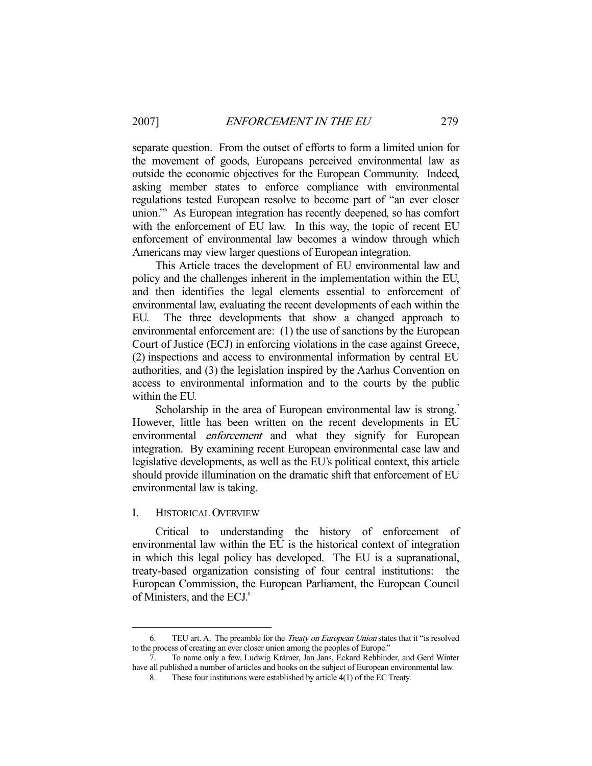separate question. From the outset of efforts to form a limited union for the movement of goods, Europeans perceived environmental law as outside the economic objectives for the European Community. Indeed, asking member states to enforce compliance with environmental regulations tested European resolve to become part of "an ever closer union."[6] As European integration has recently deepened, so has comfort with the enforcement of EU law. In this way, the topic of recent EU enforcement of environmental law becomes a window through which Americans may view larger questions of European integration.

This Article traces the development of EU environmental law and policy and the challenges inherent in the implementation within the EU, and then identifies the legal elements essential to enforcement of environmental law, evaluating the recent developments of each within the EU. The three developments that show a changed approach to environmental enforcement are: (1) the use of sanctions by the European Court of Justice (ECJ) in enforcing violations in the case against Greece, (2) inspections and access to environmental information by central EU authorities, and (3) the legislation inspired by the Aarhus Convention on access to environmental information and to the courts by the public within the EU.

Scholarship in the area of European environmental law is strong.[7] However, little has been written on the recent developments in EU environmental *enforcement* and what they signify for European integration. By examining recent European environmental case law and legislative developments, as well as the EU's political context, this article should provide illumination on the dramatic shift that enforcement of EU environmental law is taking.

## I. Historical Overview

Critical to understanding the history of enforcement of environmental law within the EU is the historical context of integration in which this legal policy has developed. The EU is a supranational, treaty-based organization consisting of four central institutions: the European Commission, the European Parliament, the European Council of Ministers, and the ECJ.[8]

---

6. TEU art. A. The preamble for the *Treaty on European Union* states that it "is resolved to the process of creating an ever closer union among the peoples of Europe."

7. To name only a few, Ludwig Krämer, Jan Jans, Eckard Rehbinder, and Gerd Winter have all published a number of articles and books on the subject of European environmental law.

8. These four institutions were established by article 4(1) of the EC Treaty.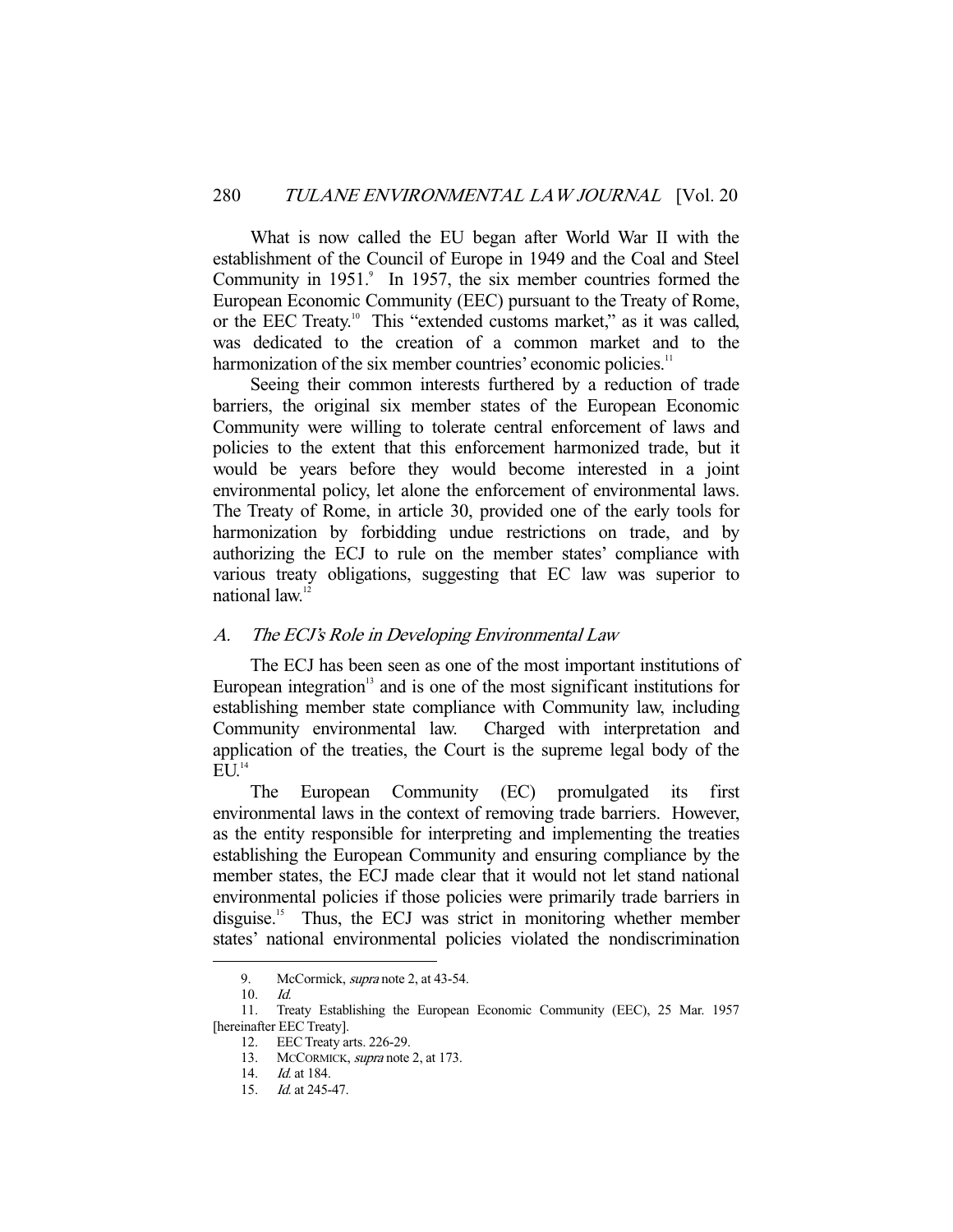What is now called the EU began after World War II with the establishment of the Council of Europe in 1949 and the Coal and Steel Community in 1951.[9] In 1957, the six member countries formed the European Economic Community (EEC) pursuant to the Treaty of Rome, or the EEC Treaty.[10] This "extended customs market," as it was called, was dedicated to the creation of a common market and to the harmonization of the six member countries' economic policies.[11]

Seeing their common interests furthered by a reduction of trade barriers, the original six member states of the European Economic Community were willing to tolerate central enforcement of laws and policies to the extent that this enforcement harmonized trade, but it would be years before they would become interested in a joint environmental policy, let alone the enforcement of environmental laws. The Treaty of Rome, in article 30, provided one of the early tools for harmonization by forbidding undue restrictions on trade, and by authorizing the ECJ to rule on the member states' compliance with various treaty obligations, suggesting that EC law was superior to national law.[12]

## *A. The ECJ's Role in Developing Environmental Law*

The ECJ has been seen as one of the most important institutions of European integration[13] and is one of the most significant institutions for establishing member state compliance with Community law, including Community environmental law. Charged with interpretation and application of the treaties, the Court is the supreme legal body of the EU.[14]

The European Community (EC) promulgated its first environmental laws in the context of removing trade barriers. However, as the entity responsible for interpreting and implementing the treaties establishing the European Community and ensuring compliance by the member states, the ECJ made clear that it would not let stand national environmental policies if those policies were primarily trade barriers in disguise.[15] Thus, the ECJ was strict in monitoring whether member states' national environmental policies violated the nondiscrimination

---

9. McCormick, *supra* note 2, at 43-54.

10. *Id.*

11. Treaty Establishing the European Economic Community (EEC), 25 Mar. 1957 [hereinafter EEC Treaty].

12. EEC Treaty arts. 226-29.

13. McCormick, *supra* note 2, at 173.

14. *Id.* at 184.

15. *Id.* at 245-47.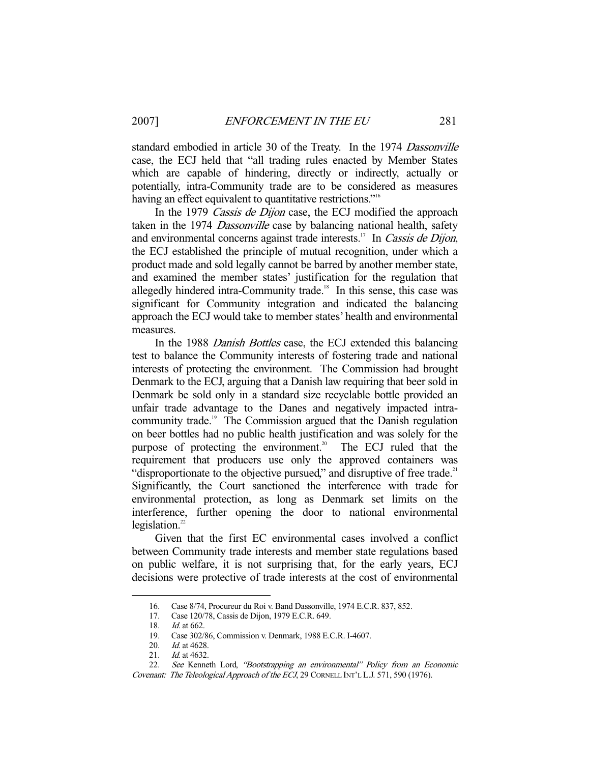standard embodied in article 30 of the Treaty. In the 1974 *Dassonville* case, the ECJ held that "all trading rules enacted by Member States which are capable of hindering, directly or indirectly, actually or potentially, intra-Community trade are to be considered as measures having an effect equivalent to quantitative restrictions."[16]

In the 1979 *Cassis de Dijon* case, the ECJ modified the approach taken in the 1974 *Dassonville* case by balancing national health, safety and environmental concerns against trade interests.[17] In *Cassis de Dijon*, the ECJ established the principle of mutual recognition, under which a product made and sold legally cannot be barred by another member state, and examined the member states' justification for the regulation that allegedly hindered intra-Community trade.[18] In this sense, this case was significant for Community integration and indicated the balancing approach the ECJ would take to member states' health and environmental measures.

In the 1988 *Danish Bottles* case, the ECJ extended this balancing test to balance the Community interests of fostering trade and national interests of protecting the environment. The Commission had brought Denmark to the ECJ, arguing that a Danish law requiring that beer sold in Denmark be sold only in a standard size recyclable bottle provided an unfair trade advantage to the Danes and negatively impacted intra-community trade.[19] The Commission argued that the Danish regulation on beer bottles had no public health justification and was solely for the purpose of protecting the environment.[20] The ECJ ruled that the requirement that producers use only the approved containers was "disproportionate to the objective pursued," and disruptive of free trade.[21] Significantly, the Court sanctioned the interference with trade for environmental protection, as long as Denmark set limits on the interference, further opening the door to national environmental legislation.[22]

Given that the first EC environmental cases involved a conflict between Community trade interests and member state regulations based on public welfare, it is not surprising that, for the early years, ECJ decisions were protective of trade interests at the cost of environmental

---

16. Case 8/74, Procureur du Roi v. Band Dassonville, 1974 E.C.R. 837, 852.
17. Case 120/78, Cassis de Dijon, 1979 E.C.R. 649.
18. *Id.* at 662.
19. Case 302/86, Commission v. Denmark, 1988 E.C.R. I-4607.
20. *Id.* at 4628.
21. *Id.* at 4632.
22. *See* Kenneth Lord, *"Bootstrapping an environmental" Policy from an Economic Covenant: The Teleological Approach of the ECJ*, 29 CORNELL INT'L L.J. 571, 590 (1976).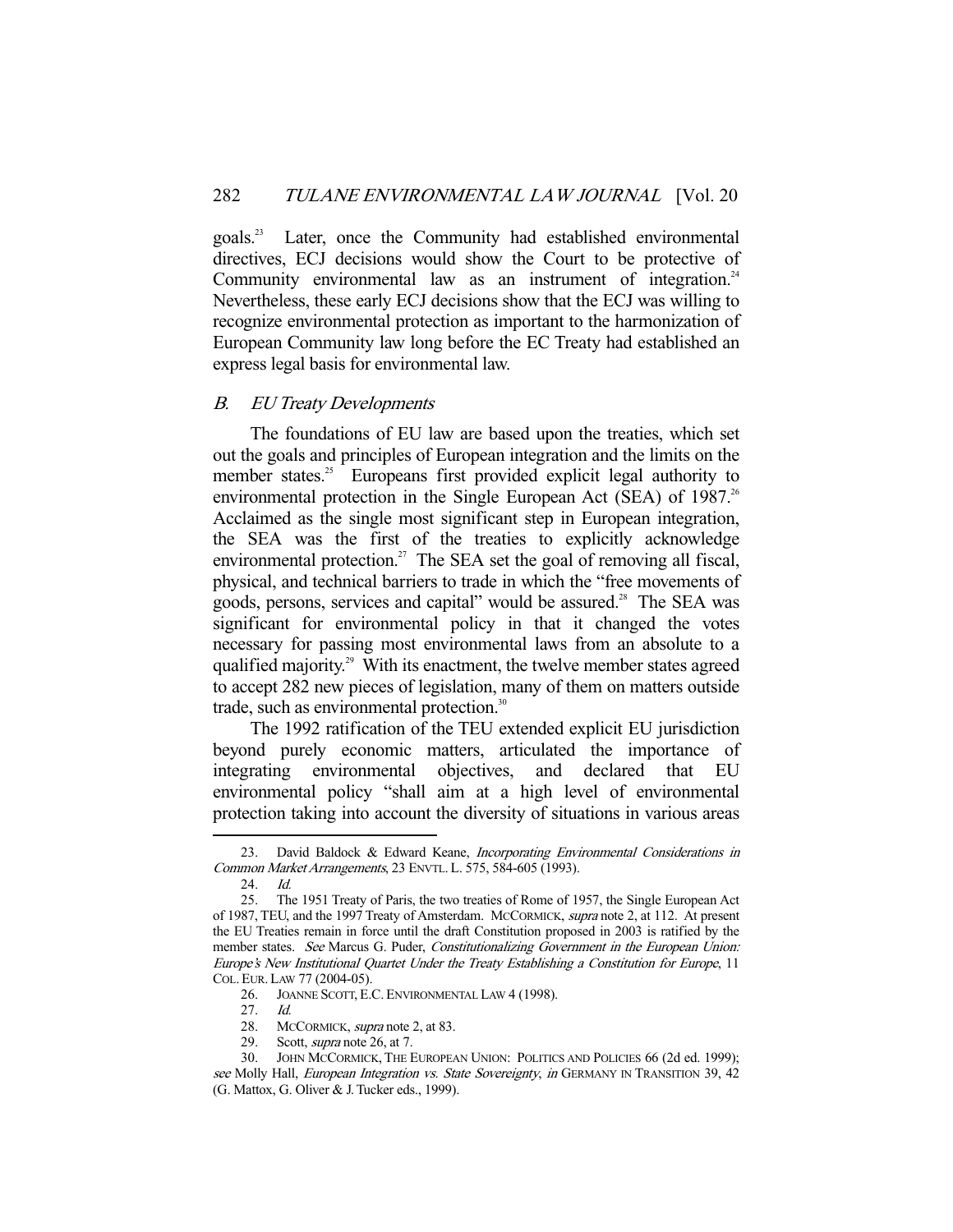goals.[23] Later, once the Community had established environmental directives, ECJ decisions would show the Court to be protective of Community environmental law as an instrument of integration.[24] Nevertheless, these early ECJ decisions show that the ECJ was willing to recognize environmental protection as important to the harmonization of European Community law long before the EC Treaty had established an express legal basis for environmental law.

### *B. EU Treaty Developments*

The foundations of EU law are based upon the treaties, which set out the goals and principles of European integration and the limits on the member states.[25] Europeans first provided explicit legal authority to environmental protection in the Single European Act (SEA) of 1987.[26] Acclaimed as the single most significant step in European integration, the SEA was the first of the treaties to explicitly acknowledge environmental protection.[27] The SEA set the goal of removing all fiscal, physical, and technical barriers to trade in which the "free movements of goods, persons, services and capital" would be assured.[28] The SEA was significant for environmental policy in that it changed the votes necessary for passing most environmental laws from an absolute to a qualified majority.[29] With its enactment, the twelve member states agreed to accept 282 new pieces of legislation, many of them on matters outside trade, such as environmental protection.[30]

The 1992 ratification of the TEU extended explicit EU jurisdiction beyond purely economic matters, articulated the importance of integrating environmental objectives, and declared that EU environmental policy "shall aim at a high level of environmental protection taking into account the diversity of situations in various areas

---

23. David Baldock & Edward Keane, *Incorporating Environmental Considerations in Common Market Arrangements*, 23 ENVTL. L. 575, 584-605 (1993).

24. *Id.*

25. The 1951 Treaty of Paris, the two treaties of Rome of 1957, the Single European Act of 1987, TEU, and the 1997 Treaty of Amsterdam. MCCORMICK, *supra* note 2, at 112. At present the EU Treaties remain in force until the draft Constitution proposed in 2003 is ratified by the member states. *See* Marcus G. Puder, *Constitutionalizing Government in the European Union: Europe's New Institutional Quartet Under the Treaty Establishing a Constitution for Europe*, 11 COL. EUR. LAW 77 (2004-05).

26. JOANNE SCOTT, E.C. ENVIRONMENTAL LAW 4 (1998).

27. *Id.*

28. MCCORMICK, *supra* note 2, at 83.

29. Scott, *supra* note 26, at 7.

30. JOHN MCCORMICK, THE EUROPEAN UNION: POLITICS AND POLICIES 66 (2d ed. 1999); *see* Molly Hall, *European Integration vs. State Sovereignty*, *in* GERMANY IN TRANSITION 39, 42 (G. Mattox, G. Oliver & J. Tucker eds., 1999).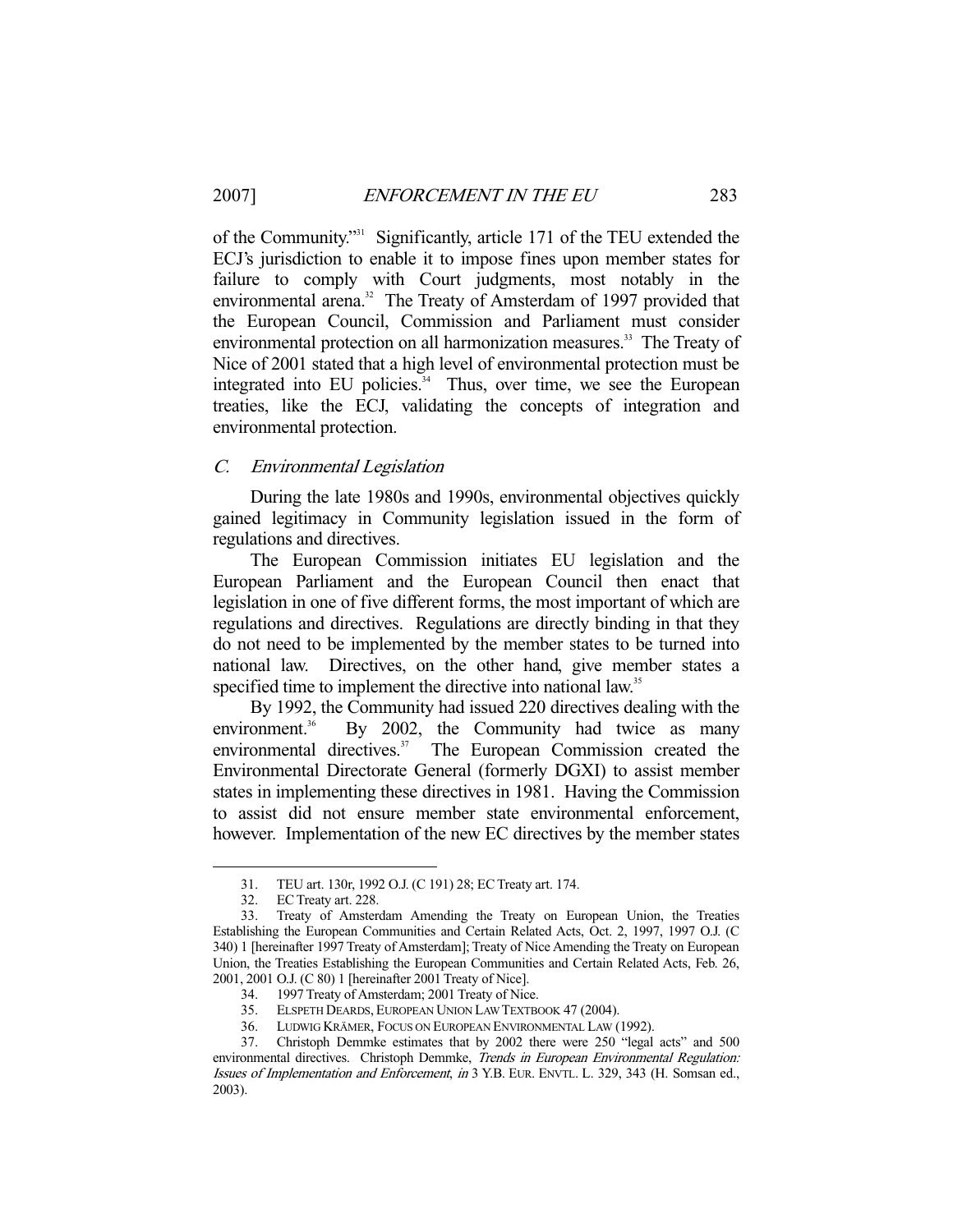of the Community."[31] Significantly, article 171 of the TEU extended the ECJ's jurisdiction to enable it to impose fines upon member states for failure to comply with Court judgments, most notably in the environmental arena.[32] The Treaty of Amsterdam of 1997 provided that the European Council, Commission and Parliament must consider environmental protection on all harmonization measures.[33] The Treaty of Nice of 2001 stated that a high level of environmental protection must be integrated into EU policies.[34] Thus, over time, we see the European treaties, like the ECJ, validating the concepts of integration and environmental protection.

### C. *Environmental Legislation*

During the late 1980s and 1990s, environmental objectives quickly gained legitimacy in Community legislation issued in the form of regulations and directives.

The European Commission initiates EU legislation and the European Parliament and the European Council then enact that legislation in one of five different forms, the most important of which are regulations and directives. Regulations are directly binding in that they do not need to be implemented by the member states to be turned into national law. Directives, on the other hand, give member states a specified time to implement the directive into national law.[35]

By 1992, the Community had issued 220 directives dealing with the environment.[36] By 2002, the Community had twice as many environmental directives.[37] The European Commission created the Environmental Directorate General (formerly DGXI) to assist member states in implementing these directives in 1981. Having the Commission to assist did not ensure member state environmental enforcement, however. Implementation of the new EC directives by the member states

---

31. TEU art. 130r, 1992 O.J. (C 191) 28; EC Treaty art. 174.

32. EC Treaty art. 228.

33. Treaty of Amsterdam Amending the Treaty on European Union, the Treaties Establishing the European Communities and Certain Related Acts, Oct. 2, 1997, 1997 O.J. (C 340) 1 [hereinafter 1997 Treaty of Amsterdam]; Treaty of Nice Amending the Treaty on European Union, the Treaties Establishing the European Communities and Certain Related Acts, Feb. 26, 2001, 2001 O.J. (C 80) 1 [hereinafter 2001 Treaty of Nice].

34. 1997 Treaty of Amsterdam; 2001 Treaty of Nice.

35. ELSPETH DEARDS, EUROPEAN UNION LAW TEXTBOOK 47 (2004).

36. LUDWIG KRÄMER, FOCUS ON EUROPEAN ENVIRONMENTAL LAW (1992).

37. Christoph Demmke estimates that by 2002 there were 250 "legal acts" and 500 environmental directives. Christoph Demmke, *Trends in European Environmental Regulation: Issues of Implementation and Enforcement*, *in* 3 Y.B. EUR. ENVTL. L. 329, 343 (H. Somsan ed., 2003).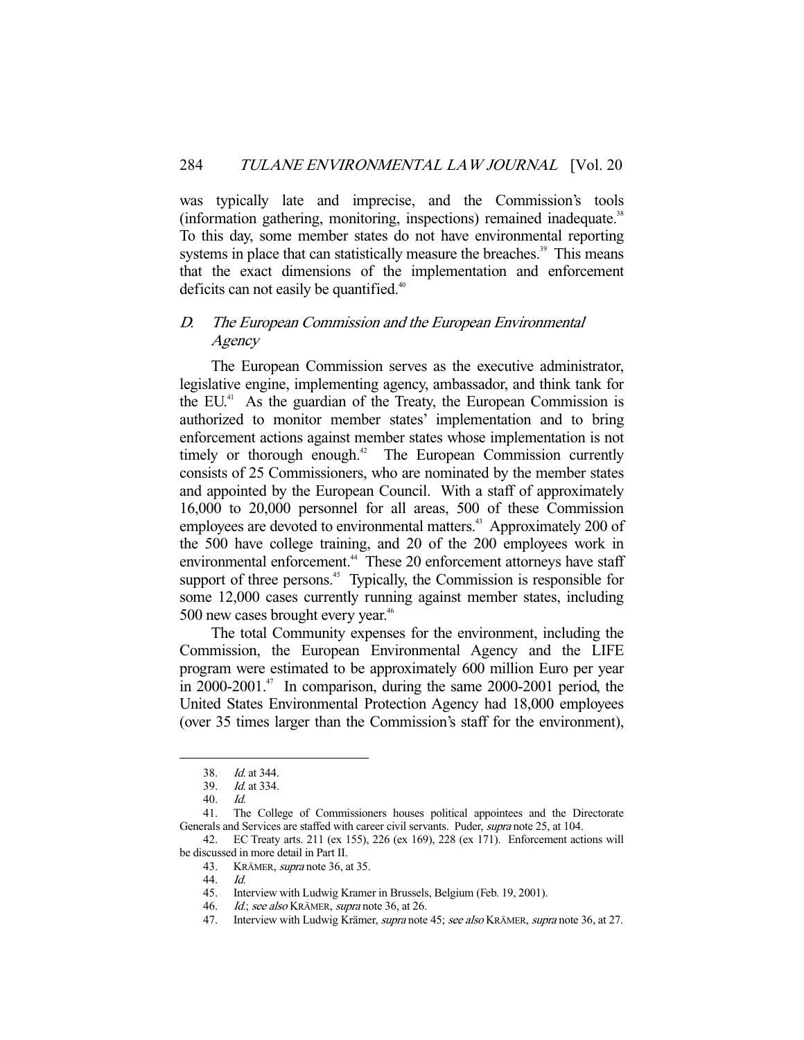was typically late and imprecise, and the Commission's tools (information gathering, monitoring, inspections) remained inadequate.[38] To this day, some member states do not have environmental reporting systems in place that can statistically measure the breaches.[39] This means that the exact dimensions of the implementation and enforcement deficits can not easily be quantified.[40]

### *D. The European Commission and the European Environmental Agency*

The European Commission serves as the executive administrator, legislative engine, implementing agency, ambassador, and think tank for the EU.[41] As the guardian of the Treaty, the European Commission is authorized to monitor member states' implementation and to bring enforcement actions against member states whose implementation is not timely or thorough enough.[42] The European Commission currently consists of 25 Commissioners, who are nominated by the member states and appointed by the European Council. With a staff of approximately 16,000 to 20,000 personnel for all areas, 500 of these Commission employees are devoted to environmental matters.[43] Approximately 200 of the 500 have college training, and 20 of the 200 employees work in environmental enforcement.[44] These 20 enforcement attorneys have staff support of three persons.[45] Typically, the Commission is responsible for some 12,000 cases currently running against member states, including 500 new cases brought every year.[46]

The total Community expenses for the environment, including the Commission, the European Environmental Agency and the LIFE program were estimated to be approximately 600 million Euro per year in 2000-2001.[47] In comparison, during the same 2000-2001 period, the United States Environmental Protection Agency had 18,000 employees (over 35 times larger than the Commission's staff for the environment),

---

38. *Id.* at 344.
39. *Id.* at 334.
40. *Id.*
41. The College of Commissioners houses political appointees and the Directorate Generals and Services are staffed with career civil servants. Puder, *supra* note 25, at 104.
42. EC Treaty arts. 211 (ex 155), 226 (ex 169), 228 (ex 171). Enforcement actions will be discussed in more detail in Part II.
43. KRÄMER, *supra* note 36, at 35.
44. *Id.*
45. Interview with Ludwig Kramer in Brussels, Belgium (Feb. 19, 2001).
46. *Id.*; *see also* KRÄMER, *supra* note 36, at 26.
47. Interview with Ludwig Krämer, *supra* note 45; *see also* KRÄMER, *supra* note 36, at 27.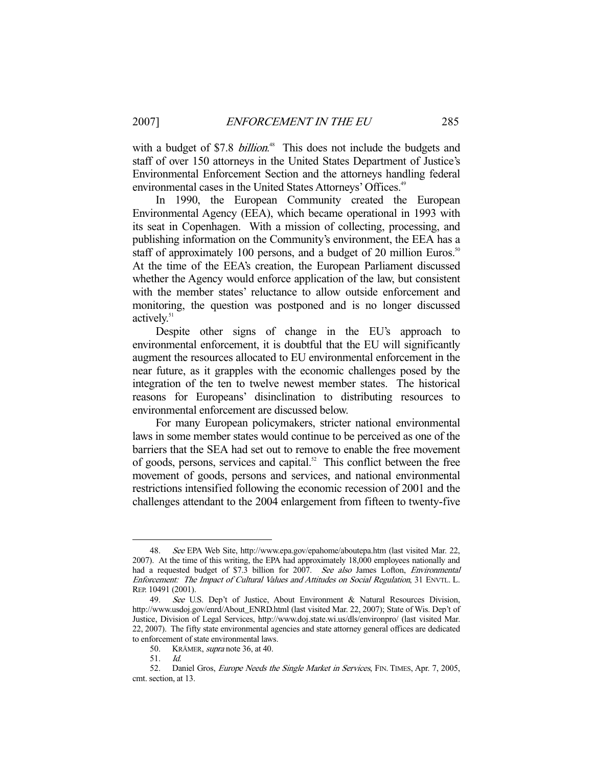with a budget of $7.8 *billion*.[48] This does not include the budgets and staff of over 150 attorneys in the United States Department of Justice's Environmental Enforcement Section and the attorneys handling federal environmental cases in the United States Attorneys' Offices.[49]

In 1990, the European Community created the European Environmental Agency (EEA), which became operational in 1993 with its seat in Copenhagen. With a mission of collecting, processing, and publishing information on the Community's environment, the EEA has a staff of approximately 100 persons, and a budget of 20 million Euros.[50] At the time of the EEA's creation, the European Parliament discussed whether the Agency would enforce application of the law, but consistent with the member states' reluctance to allow outside enforcement and monitoring, the question was postponed and is no longer discussed actively.[51]

Despite other signs of change in the EU's approach to environmental enforcement, it is doubtful that the EU will significantly augment the resources allocated to EU environmental enforcement in the near future, as it grapples with the economic challenges posed by the integration of the ten to twelve newest member states. The historical reasons for Europeans' disinclination to distributing resources to environmental enforcement are discussed below.

For many European policymakers, stricter national environmental laws in some member states would continue to be perceived as one of the barriers that the SEA had set out to remove to enable the free movement of goods, persons, services and capital.[52] This conflict between the free movement of goods, persons and services, and national environmental restrictions intensified following the economic recession of 2001 and the challenges attendant to the 2004 enlargement from fifteen to twenty-five

---

48. *See* EPA Web Site, http://www.epa.gov/epahome/aboutepa.htm (last visited Mar. 22, 2007). At the time of this writing, the EPA had approximately 18,000 employees nationally and had a requested budget of $7.3 billion for 2007. *See also* James Lofton, *Environmental Enforcement: The Impact of Cultural Values and Attitudes on Social Regulation*, 31 ENVTL. L. REP. 10491 (2001).

49. *See* U.S. Dep't of Justice, About Environment & Natural Resources Division, http://www.usdoj.gov/enrd/About_ENRD.html (last visited Mar. 22, 2007); State of Wis. Dep't of Justice, Division of Legal Services, http://www.doj.state.wi.us/dls/environpro/ (last visited Mar. 22, 2007). The fifty state environmental agencies and state attorney general offices are dedicated to enforcement of state environmental laws.

50. KRÄMER, *supra* note 36, at 40.

51. *Id.*

52. Daniel Gros, *Europe Needs the Single Market in Services*, FIN. TIMES, Apr. 7, 2005, cmt. section, at 13.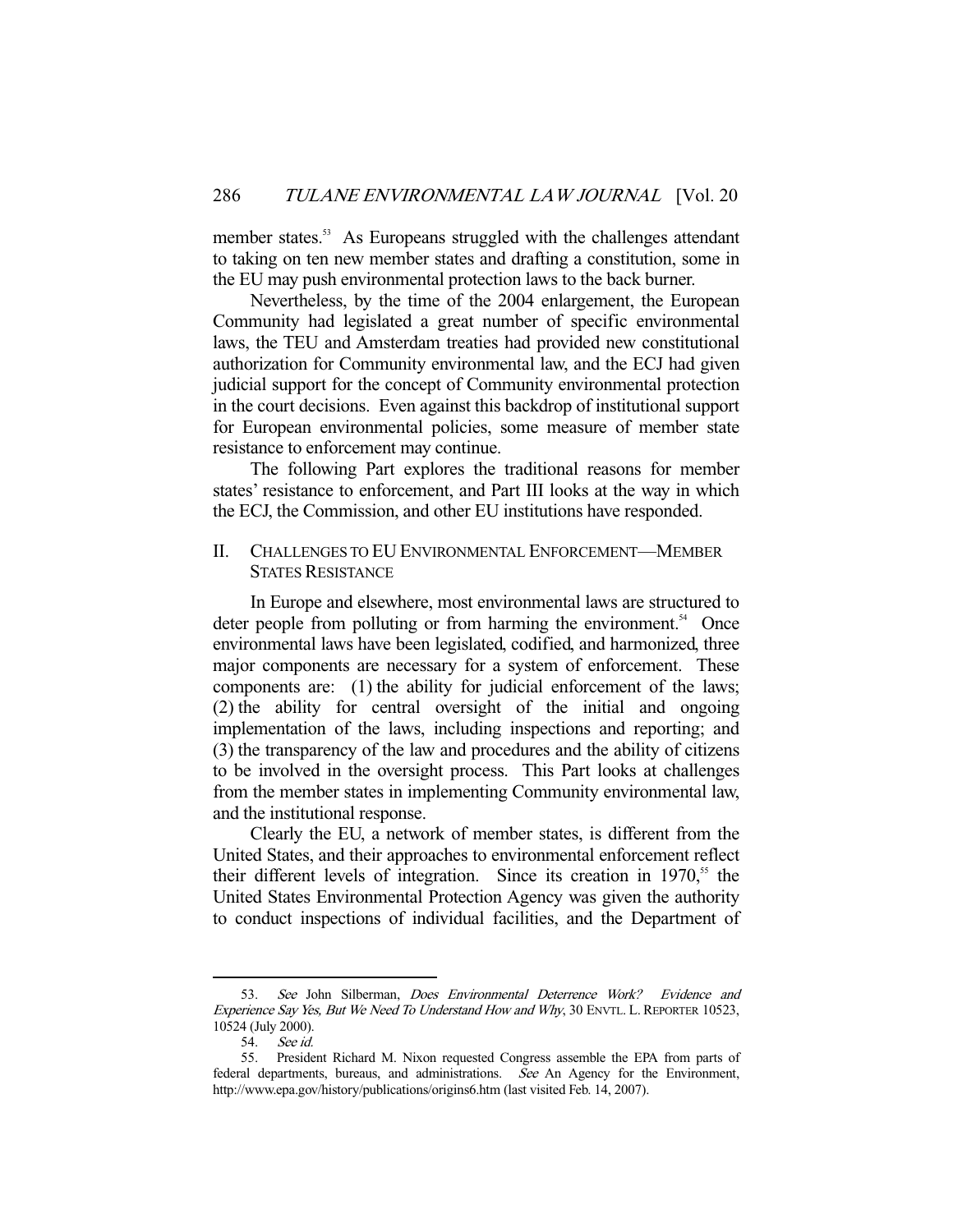member states.[53] As Europeans struggled with the challenges attendant to taking on ten new member states and drafting a constitution, some in the EU may push environmental protection laws to the back burner.

Nevertheless, by the time of the 2004 enlargement, the European Community had legislated a great number of specific environmental laws, the TEU and Amsterdam treaties had provided new constitutional authorization for Community environmental law, and the ECJ had given judicial support for the concept of Community environmental protection in the court decisions. Even against this backdrop of institutional support for European environmental policies, some measure of member state resistance to enforcement may continue.

The following Part explores the traditional reasons for member states' resistance to enforcement, and Part III looks at the way in which the ECJ, the Commission, and other EU institutions have responded.

## II. CHALLENGES TO EU ENVIRONMENTAL ENFORCEMENT—MEMBER STATES RESISTANCE

In Europe and elsewhere, most environmental laws are structured to deter people from polluting or from harming the environment.[54] Once environmental laws have been legislated, codified, and harmonized, three major components are necessary for a system of enforcement. These components are: (1) the ability for judicial enforcement of the laws; (2) the ability for central oversight of the initial and ongoing implementation of the laws, including inspections and reporting; and (3) the transparency of the law and procedures and the ability of citizens to be involved in the oversight process. This Part looks at challenges from the member states in implementing Community environmental law, and the institutional response.

Clearly the EU, a network of member states, is different from the United States, and their approaches to environmental enforcement reflect their different levels of integration. Since its creation in 1970,[55] the United States Environmental Protection Agency was given the authority to conduct inspections of individual facilities, and the Department of

---

53. *See* John Silberman, *Does Environmental Deterrence Work? Evidence and Experience Say Yes, But We Need To Understand How and Why*, 30 ENVTL. L. REPORTER 10523, 10524 (July 2000).

54. *See id.*

55. President Richard M. Nixon requested Congress assemble the EPA from parts of federal departments, bureaus, and administrations. *See* An Agency for the Environment, http://www.epa.gov/history/publications/origins6.htm (last visited Feb. 14, 2007).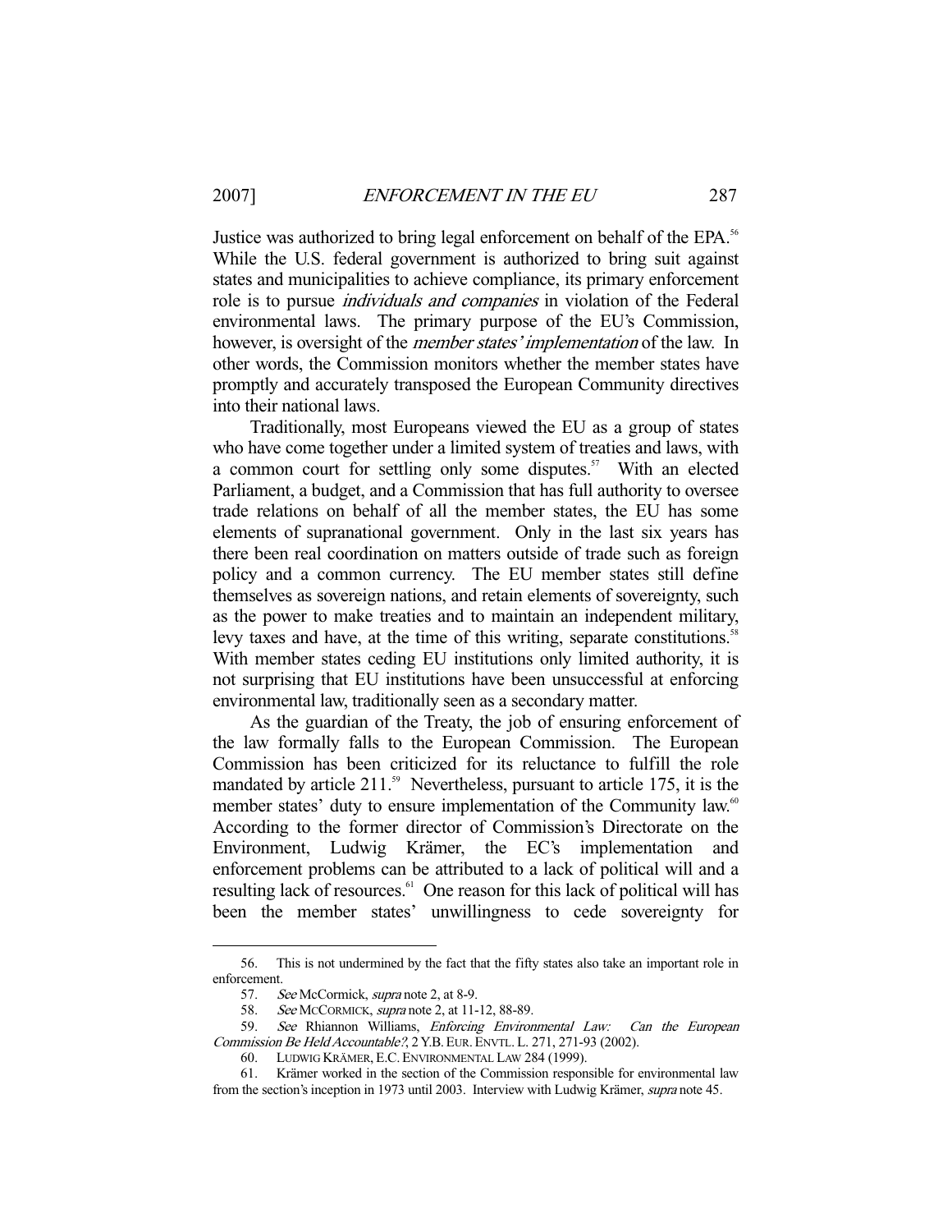Justice was authorized to bring legal enforcement on behalf of the EPA.[56] While the U.S. federal government is authorized to bring suit against states and municipalities to achieve compliance, its primary enforcement role is to pursue *individuals and companies* in violation of the Federal environmental laws. The primary purpose of the EU's Commission, however, is oversight of the *member states' implementation* of the law. In other words, the Commission monitors whether the member states have promptly and accurately transposed the European Community directives into their national laws.

Traditionally, most Europeans viewed the EU as a group of states who have come together under a limited system of treaties and laws, with a common court for settling only some disputes.[57] With an elected Parliament, a budget, and a Commission that has full authority to oversee trade relations on behalf of all the member states, the EU has some elements of supranational government. Only in the last six years has there been real coordination on matters outside of trade such as foreign policy and a common currency. The EU member states still define themselves as sovereign nations, and retain elements of sovereignty, such as the power to make treaties and to maintain an independent military, levy taxes and have, at the time of this writing, separate constitutions.[58] With member states ceding EU institutions only limited authority, it is not surprising that EU institutions have been unsuccessful at enforcing environmental law, traditionally seen as a secondary matter.

As the guardian of the Treaty, the job of ensuring enforcement of the law formally falls to the European Commission. The European Commission has been criticized for its reluctance to fulfill the role mandated by article 211.[59] Nevertheless, pursuant to article 175, it is the member states' duty to ensure implementation of the Community law.[60] According to the former director of Commission's Directorate on the Environment, Ludwig Krämer, the EC's implementation and enforcement problems can be attributed to a lack of political will and a resulting lack of resources.[61] One reason for this lack of political will has been the member states' unwillingness to cede sovereignty for

---

56. This is not undermined by the fact that the fifty states also take an important role in enforcement.

57. *See* McCormick, *supra* note 2, at 8-9.

58. *See* McCORMICK, *supra* note 2, at 11-12, 88-89.

59. *See* Rhiannon Williams, *Enforcing Environmental Law: Can the European Commission Be Held Accountable?*, 2 Y.B. EUR. ENVTL. L. 271, 271-93 (2002).

60. LUDWIG KRÄMER, E.C. ENVIRONMENTAL LAW 284 (1999).

61. Krämer worked in the section of the Commission responsible for environmental law from the section's inception in 1973 until 2003. Interview with Ludwig Krämer, *supra* note 45.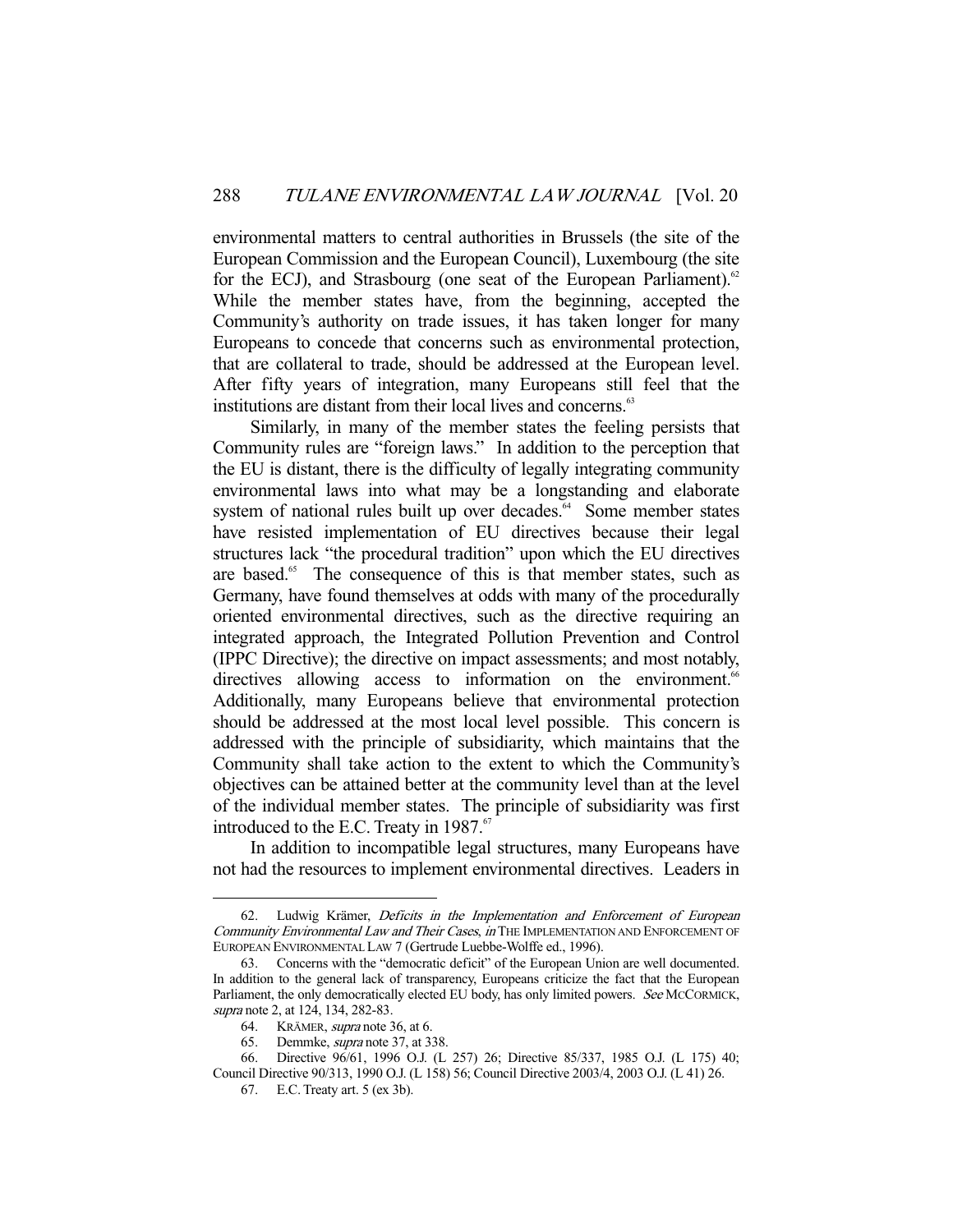environmental matters to central authorities in Brussels (the site of the European Commission and the European Council), Luxembourg (the site for the ECJ), and Strasbourg (one seat of the European Parliament).[62] While the member states have, from the beginning, accepted the Community's authority on trade issues, it has taken longer for many Europeans to concede that concerns such as environmental protection, that are collateral to trade, should be addressed at the European level. After fifty years of integration, many Europeans still feel that the institutions are distant from their local lives and concerns.[63]

Similarly, in many of the member states the feeling persists that Community rules are "foreign laws." In addition to the perception that the EU is distant, there is the difficulty of legally integrating community environmental laws into what may be a longstanding and elaborate system of national rules built up over decades.[64] Some member states have resisted implementation of EU directives because their legal structures lack "the procedural tradition" upon which the EU directives are based.[65] The consequence of this is that member states, such as Germany, have found themselves at odds with many of the procedurally oriented environmental directives, such as the directive requiring an integrated approach, the Integrated Pollution Prevention and Control (IPPC Directive); the directive on impact assessments; and most notably, directives allowing access to information on the environment.[66] Additionally, many Europeans believe that environmental protection should be addressed at the most local level possible. This concern is addressed with the principle of subsidiarity, which maintains that the Community shall take action to the extent to which the Community's objectives can be attained better at the community level than at the level of the individual member states. The principle of subsidiarity was first introduced to the E.C. Treaty in 1987.[67]

In addition to incompatible legal structures, many Europeans have not had the resources to implement environmental directives. Leaders in

---

62. Ludwig Krämer, *Deficits in the Implementation and Enforcement of European Community Environmental Law and Their Cases*, *in* THE IMPLEMENTATION AND ENFORCEMENT OF EUROPEAN ENVIRONMENTAL LAW 7 (Gertrude Luebbe-Wolffe ed., 1996).

63. Concerns with the "democratic deficit" of the European Union are well documented. In addition to the general lack of transparency, Europeans criticize the fact that the European Parliament, the only democratically elected EU body, has only limited powers. *See* MCCORMICK, *supra* note 2, at 124, 134, 282-83.

64. KRÄMER, *supra* note 36, at 6.

65. Demmke, *supra* note 37, at 338.

66. Directive 96/61, 1996 O.J. (L 257) 26; Directive 85/337, 1985 O.J. (L 175) 40; Council Directive 90/313, 1990 O.J. (L 158) 56; Council Directive 2003/4, 2003 O.J. (L 41) 26.

67. E.C. Treaty art. 5 (ex 3b).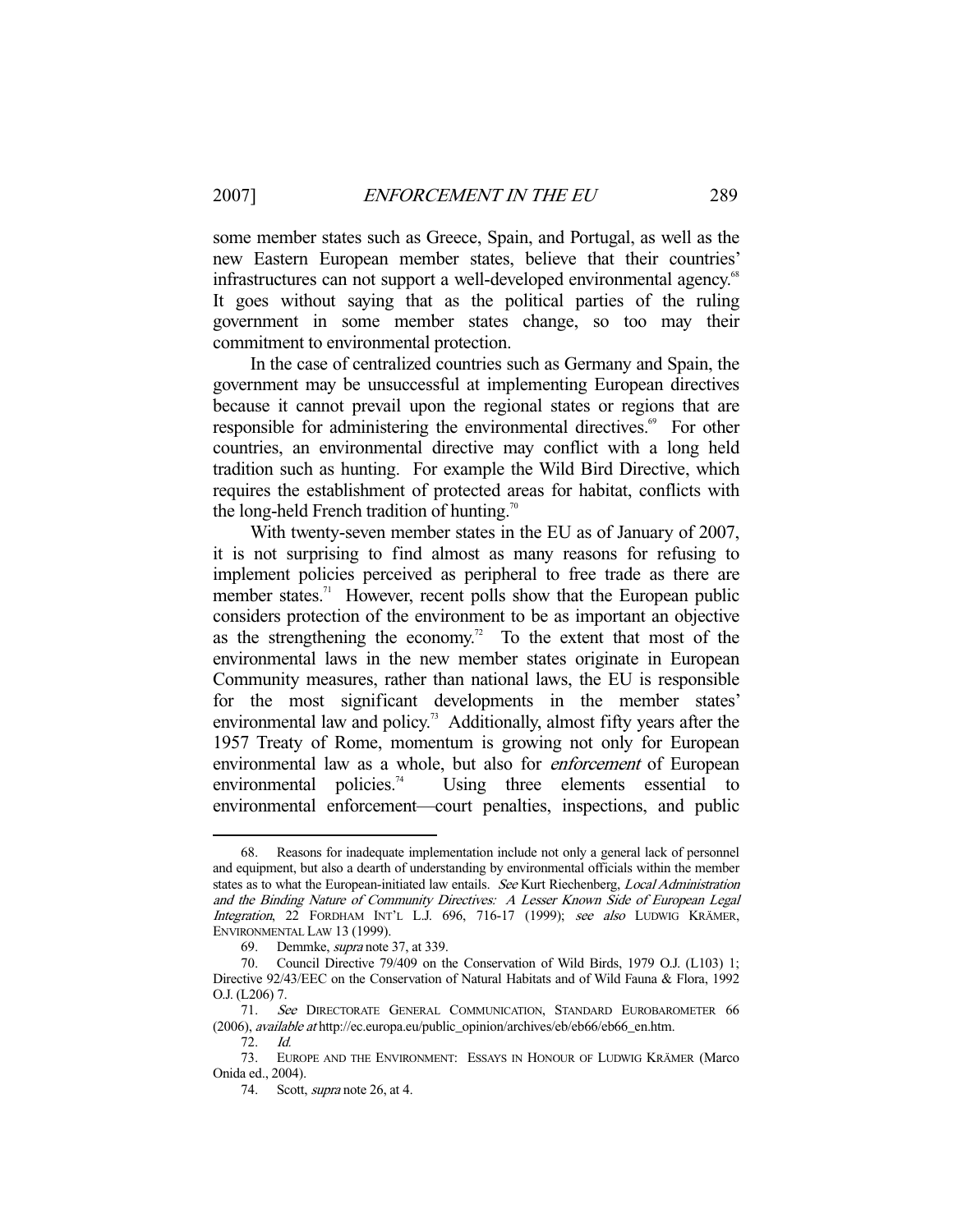some member states such as Greece, Spain, and Portugal, as well as the new Eastern European member states, believe that their countries' infrastructures can not support a well-developed environmental agency.[68] It goes without saying that as the political parties of the ruling government in some member states change, so too may their commitment to environmental protection.

In the case of centralized countries such as Germany and Spain, the government may be unsuccessful at implementing European directives because it cannot prevail upon the regional states or regions that are responsible for administering the environmental directives.[69] For other countries, an environmental directive may conflict with a long held tradition such as hunting. For example the Wild Bird Directive, which requires the establishment of protected areas for habitat, conflicts with the long-held French tradition of hunting.[70]

With twenty-seven member states in the EU as of January of 2007, it is not surprising to find almost as many reasons for refusing to implement policies perceived as peripheral to free trade as there are member states.[71] However, recent polls show that the European public considers protection of the environment to be as important an objective as the strengthening the economy.[72] To the extent that most of the environmental laws in the new member states originate in European Community measures, rather than national laws, the EU is responsible for the most significant developments in the member states' environmental law and policy.[73] Additionally, almost fifty years after the 1957 Treaty of Rome, momentum is growing not only for European environmental law as a whole, but also for *enforcement* of European environmental policies.[74] Using three elements essential to environmental enforcement—court penalties, inspections, and public

---

68. Reasons for inadequate implementation include not only a general lack of personnel and equipment, but also a dearth of understanding by environmental officials within the member states as to what the European-initiated law entails. *See* Kurt Riechenberg, *Local Administration and the Binding Nature of Community Directives: A Lesser Known Side of European Legal Integration*, 22 FORDHAM INT'L L.J. 696, 716-17 (1999); *see also* LUDWIG KRÄMER, ENVIRONMENTAL LAW 13 (1999).

69. Demmke, *supra* note 37, at 339.

70. Council Directive 79/409 on the Conservation of Wild Birds, 1979 O.J. (L103) 1; Directive 92/43/EEC on the Conservation of Natural Habitats and of Wild Fauna & Flora, 1992 O.J. (L206) 7.

71. *See* DIRECTORATE GENERAL COMMUNICATION, STANDARD EUROBAROMETER 66 (2006), *available at* http://ec.europa.eu/public_opinion/archives/eb/eb66/eb66_en.htm.

72. *Id.*

73. EUROPE AND THE ENVIRONMENT: ESSAYS IN HONOUR OF LUDWIG KRÄMER (Marco Onida ed., 2004).

74. Scott, *supra* note 26, at 4.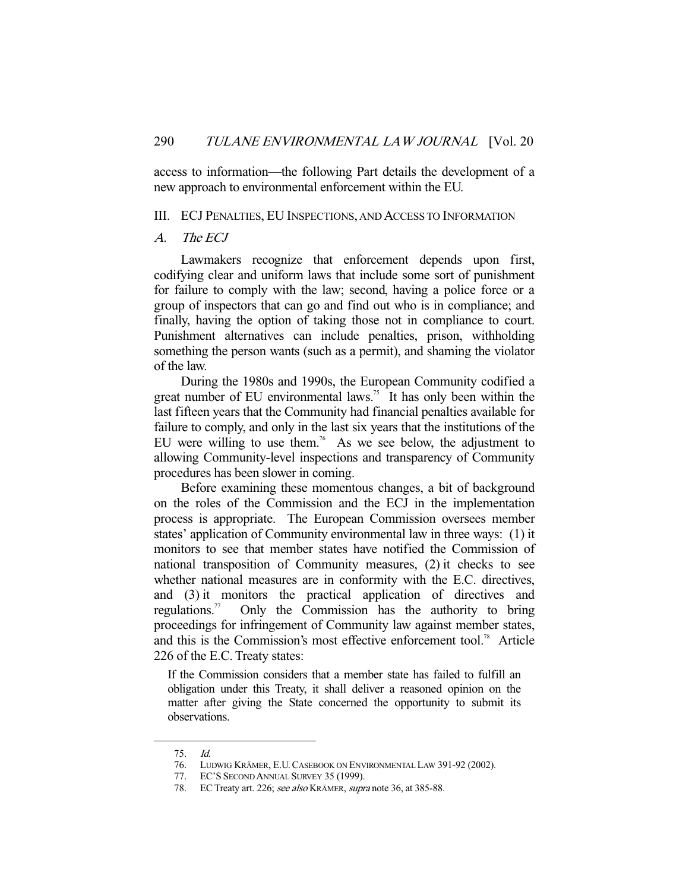access to information—the following Part details the development of a new approach to environmental enforcement within the EU.

## III. ECJ PENALTIES, EU INSPECTIONS, AND ACCESS TO INFORMATION

### *A. The ECJ*

Lawmakers recognize that enforcement depends upon first, codifying clear and uniform laws that include some sort of punishment for failure to comply with the law; second, having a police force or a group of inspectors that can go and find out who is in compliance; and finally, having the option of taking those not in compliance to court. Punishment alternatives can include penalties, prison, withholding something the person wants (such as a permit), and shaming the violator of the law.

During the 1980s and 1990s, the European Community codified a great number of EU environmental laws.[75] It has only been within the last fifteen years that the Community had financial penalties available for failure to comply, and only in the last six years that the institutions of the EU were willing to use them.[76] As we see below, the adjustment to allowing Community-level inspections and transparency of Community procedures has been slower in coming.

Before examining these momentous changes, a bit of background on the roles of the Commission and the ECJ in the implementation process is appropriate. The European Commission oversees member states' application of Community environmental law in three ways: (1) it monitors to see that member states have notified the Commission of national transposition of Community measures, (2) it checks to see whether national measures are in conformity with the E.C. directives, and (3) it monitors the practical application of directives and regulations.[77] Only the Commission has the authority to bring proceedings for infringement of Community law against member states, and this is the Commission's most effective enforcement tool.[78] Article 226 of the E.C. Treaty states:

> If the Commission considers that a member state has failed to fulfill an obligation under this Treaty, it shall deliver a reasoned opinion on the matter after giving the State concerned the opportunity to submit its observations.

---

75. *Id.*

76. LUDWIG KRÄMER, E.U. CASEBOOK ON ENVIRONMENTAL LAW 391-92 (2002).

77. EC'S SECOND ANNUAL SURVEY 35 (1999).

78. EC Treaty art. 226; *see also* KRÄMER, *supra* note 36, at 385-88.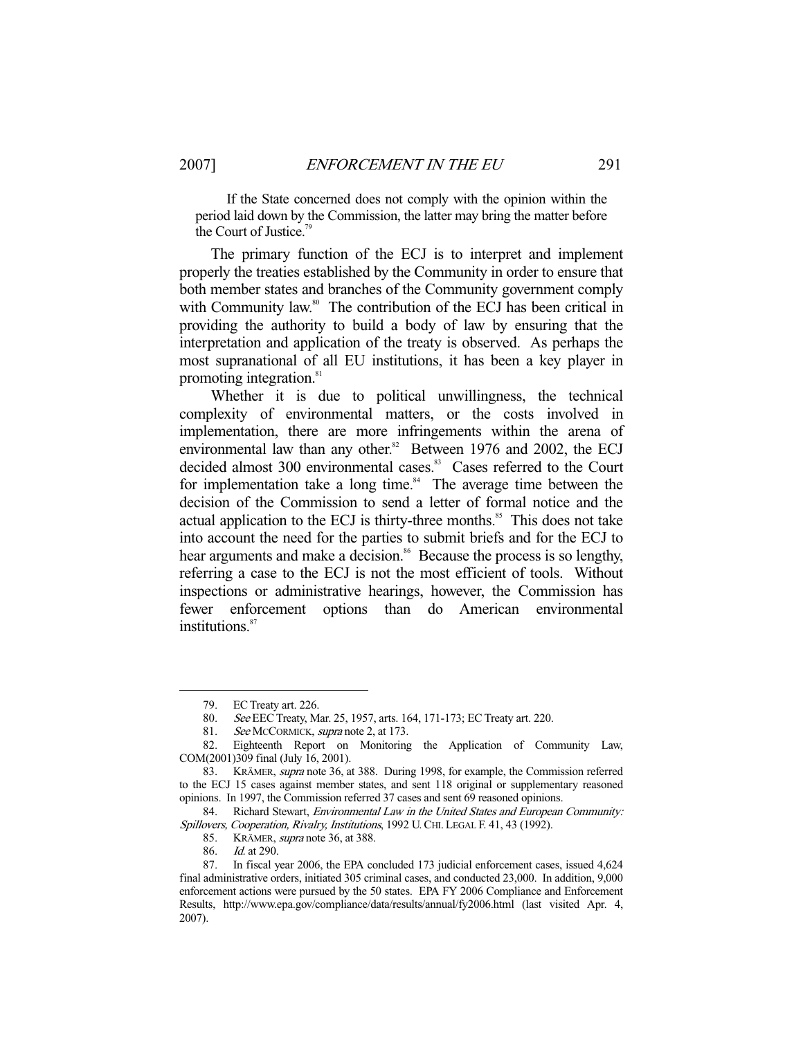> If the State concerned does not comply with the opinion within the period laid down by the Commission, the latter may bring the matter before the Court of Justice.[79]

The primary function of the ECJ is to interpret and implement properly the treaties established by the Community in order to ensure that both member states and branches of the Community government comply with Community law.[80] The contribution of the ECJ has been critical in providing the authority to build a body of law by ensuring that the interpretation and application of the treaty is observed. As perhaps the most supranational of all EU institutions, it has been a key player in promoting integration.[81]

Whether it is due to political unwillingness, the technical complexity of environmental matters, or the costs involved in implementation, there are more infringements within the arena of environmental law than any other.[82] Between 1976 and 2002, the ECJ decided almost 300 environmental cases.[83] Cases referred to the Court for implementation take a long time.[84] The average time between the decision of the Commission to send a letter of formal notice and the actual application to the ECJ is thirty-three months.[85] This does not take into account the need for the parties to submit briefs and for the ECJ to hear arguments and make a decision.[86] Because the process is so lengthy, referring a case to the ECJ is not the most efficient of tools. Without inspections or administrative hearings, however, the Commission has fewer enforcement options than do American environmental institutions.[87]

---

79. EC Treaty art. 226.

80. *See* EEC Treaty, Mar. 25, 1957, arts. 164, 171-173; EC Treaty art. 220.

81. *See* McCORMICK, *supra* note 2, at 173.

82. Eighteenth Report on Monitoring the Application of Community Law, COM(2001)309 final (July 16, 2001).

83. KRÄMER, *supra* note 36, at 388. During 1998, for example, the Commission referred to the ECJ 15 cases against member states, and sent 118 original or supplementary reasoned opinions. In 1997, the Commission referred 37 cases and sent 69 reasoned opinions.

84. Richard Stewart, *Environmental Law in the United States and European Community: Spillovers, Cooperation, Rivalry, Institutions*, 1992 U. CHI. LEGAL F. 41, 43 (1992).

85. KRÄMER, *supra* note 36, at 388.

86. *Id.* at 290.

87. In fiscal year 2006, the EPA concluded 173 judicial enforcement cases, issued 4,624 final administrative orders, initiated 305 criminal cases, and conducted 23,000. In addition, 9,000 enforcement actions were pursued by the 50 states. EPA FY 2006 Compliance and Enforcement Results, http://www.epa.gov/compliance/data/results/annual/fy2006.html (last visited Apr. 4, 2007).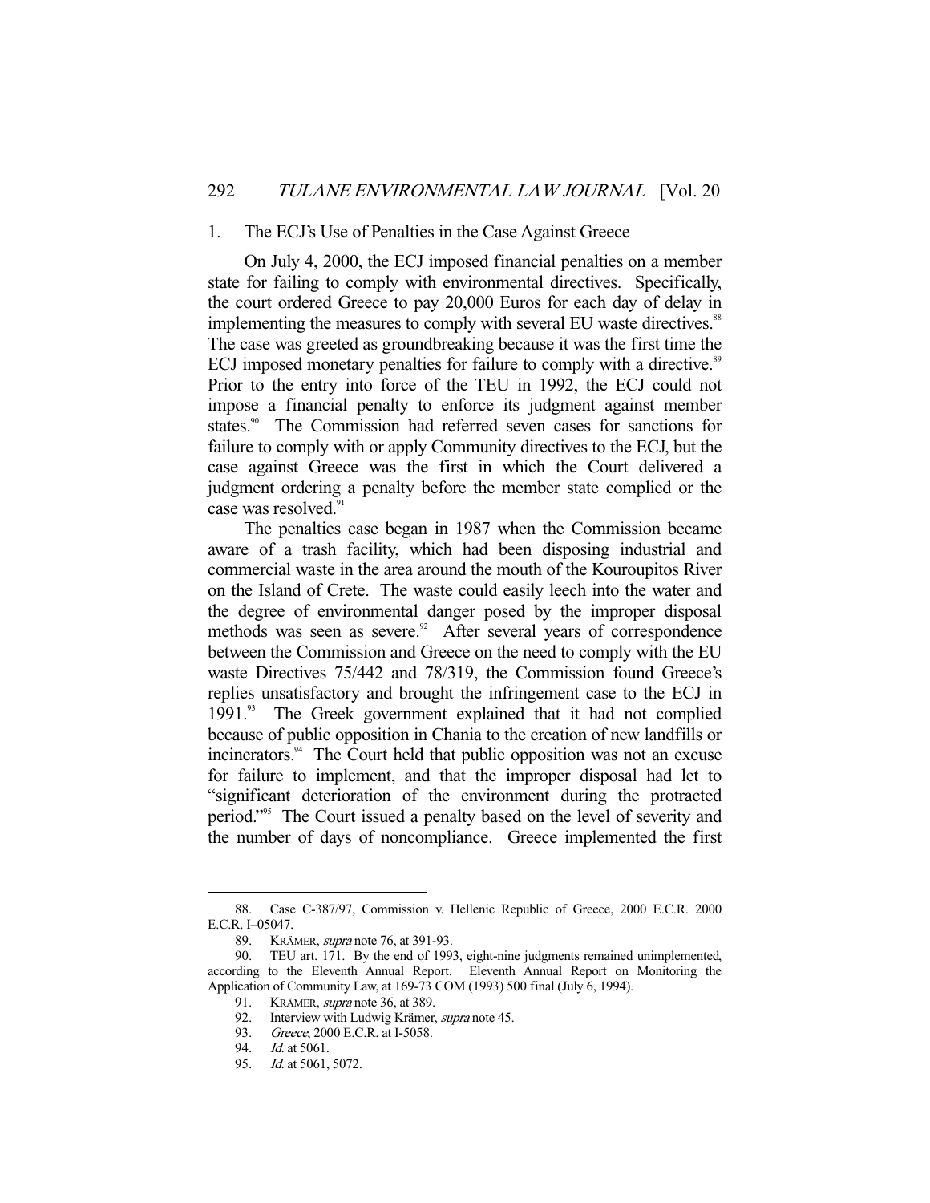### 1. The ECJ's Use of Penalties in the Case Against Greece

On July 4, 2000, the ECJ imposed financial penalties on a member state for failing to comply with environmental directives. Specifically, the court ordered Greece to pay 20,000 Euros for each day of delay in implementing the measures to comply with several EU waste directives.[88] The case was greeted as groundbreaking because it was the first time the ECJ imposed monetary penalties for failure to comply with a directive.[89] Prior to the entry into force of the TEU in 1992, the ECJ could not impose a financial penalty to enforce its judgment against member states.[90] The Commission had referred seven cases for sanctions for failure to comply with or apply Community directives to the ECJ, but the case against Greece was the first in which the Court delivered a judgment ordering a penalty before the member state complied or the case was resolved.[91]

The penalties case began in 1987 when the Commission became aware of a trash facility, which had been disposing industrial and commercial waste in the area around the mouth of the Kouroupitos River on the Island of Crete. The waste could easily leech into the water and the degree of environmental danger posed by the improper disposal methods was seen as severe.[92] After several years of correspondence between the Commission and Greece on the need to comply with the EU waste Directives 75/442 and 78/319, the Commission found Greece's replies unsatisfactory and brought the infringement case to the ECJ in 1991.[93] The Greek government explained that it had not complied because of public opposition in Chania to the creation of new landfills or incinerators.[94] The Court held that public opposition was not an excuse for failure to implement, and that the improper disposal had let to "significant deterioration of the environment during the protracted period."[95] The Court issued a penalty based on the level of severity and the number of days of noncompliance. Greece implemented the first

---

88. Case C-387/97, Commission v. Hellenic Republic of Greece, 2000 E.C.R. 2000 E.C.R. I–05047.

89. KRÄMER, *supra* note 76, at 391-93.

90. TEU art. 171. By the end of 1993, eight-nine judgments remained unimplemented, according to the Eleventh Annual Report. Eleventh Annual Report on Monitoring the Application of Community Law, at 169-73 COM (1993) 500 final (July 6, 1994).

91. KRÄMER, *supra* note 36, at 389.

92. Interview with Ludwig Krämer, *supra* note 45.

93. *Greece*, 2000 E.C.R. at I-5058.

94. *Id.* at 5061.

95. *Id.* at 5061, 5072.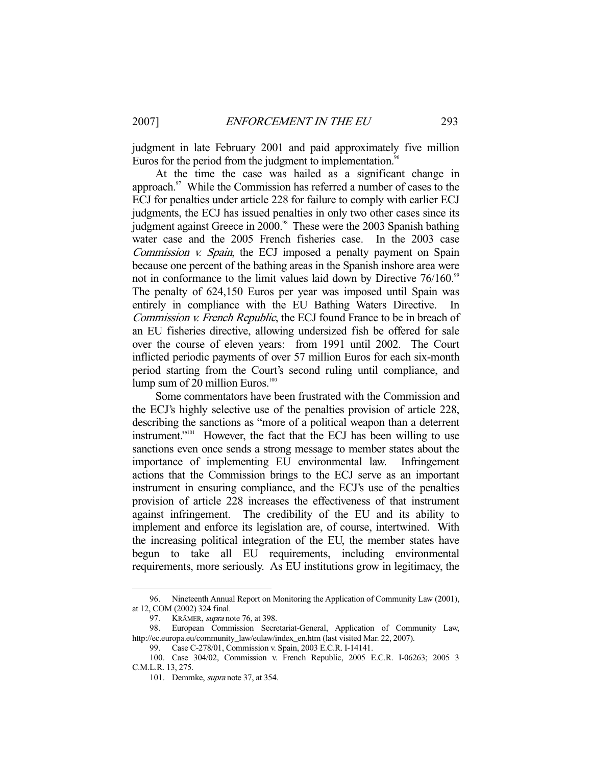judgment in late February 2001 and paid approximately five million Euros for the period from the judgment to implementation.[96]

At the time the case was hailed as a significant change in approach.[97] While the Commission has referred a number of cases to the ECJ for penalties under article 228 for failure to comply with earlier ECJ judgments, the ECJ has issued penalties in only two other cases since its judgment against Greece in 2000.[98] These were the 2003 Spanish bathing water case and the 2005 French fisheries case. In the 2003 case *Commission v. Spain*, the ECJ imposed a penalty payment on Spain because one percent of the bathing areas in the Spanish inshore area were not in conformance to the limit values laid down by Directive 76/160.[99] The penalty of 624,150 Euros per year was imposed until Spain was entirely in compliance with the EU Bathing Waters Directive. In *Commission v. French Republic*, the ECJ found France to be in breach of an EU fisheries directive, allowing undersized fish be offered for sale over the course of eleven years: from 1991 until 2002. The Court inflicted periodic payments of over 57 million Euros for each six-month period starting from the Court's second ruling until compliance, and lump sum of 20 million Euros.[100]

Some commentators have been frustrated with the Commission and the ECJ's highly selective use of the penalties provision of article 228, describing the sanctions as "more of a political weapon than a deterrent instrument."[101] However, the fact that the ECJ has been willing to use sanctions even once sends a strong message to member states about the importance of implementing EU environmental law. Infringement actions that the Commission brings to the ECJ serve as an important instrument in ensuring compliance, and the ECJ's use of the penalties provision of article 228 increases the effectiveness of that instrument against infringement. The credibility of the EU and its ability to implement and enforce its legislation are, of course, intertwined. With the increasing political integration of the EU, the member states have begun to take all EU requirements, including environmental requirements, more seriously. As EU institutions grow in legitimacy, the

---

96. Nineteenth Annual Report on Monitoring the Application of Community Law (2001), at 12, COM (2002) 324 final.

97. KRÄMER, *supra* note 76, at 398.

98. European Commission Secretariat-General, Application of Community Law, http://ec.europa.eu/community_law/eulaw/index_en.htm (last visited Mar. 22, 2007).

99. Case C-278/01, Commission v. Spain, 2003 E.C.R. I-14141.

100. Case 304/02, Commission v. French Republic, 2005 E.C.R. I-06263; 2005 3 C.M.L.R. 13, 275.

101. Demmke, *supra* note 37, at 354.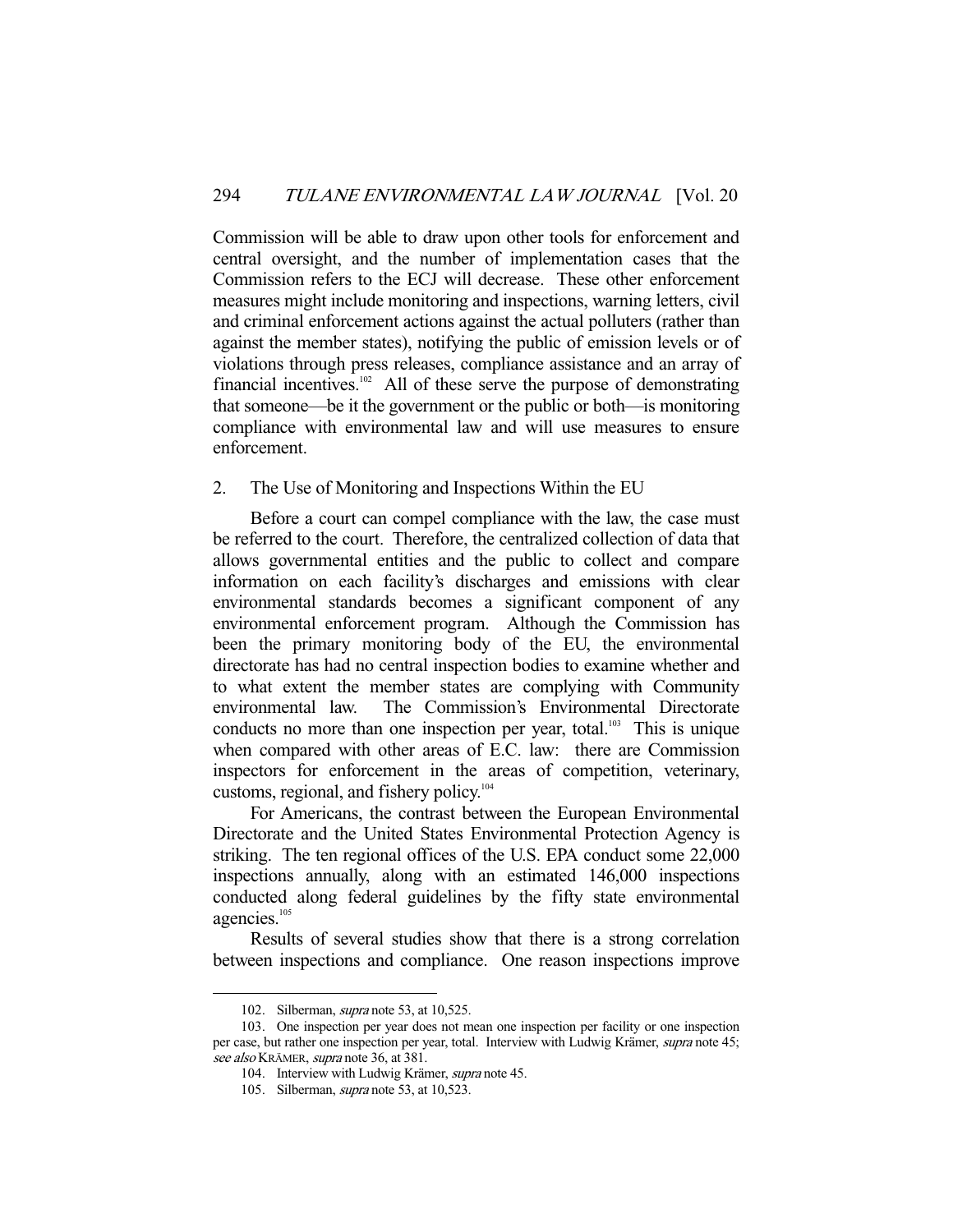Commission will be able to draw upon other tools for enforcement and central oversight, and the number of implementation cases that the Commission refers to the ECJ will decrease. These other enforcement measures might include monitoring and inspections, warning letters, civil and criminal enforcement actions against the actual polluters (rather than against the member states), notifying the public of emission levels or of violations through press releases, compliance assistance and an array of financial incentives.[102] All of these serve the purpose of demonstrating that someone—be it the government or the public or both—is monitoring compliance with environmental law and will use measures to ensure enforcement.

### 2. The Use of Monitoring and Inspections Within the EU

Before a court can compel compliance with the law, the case must be referred to the court. Therefore, the centralized collection of data that allows governmental entities and the public to collect and compare information on each facility's discharges and emissions with clear environmental standards becomes a significant component of any environmental enforcement program. Although the Commission has been the primary monitoring body of the EU, the environmental directorate has had no central inspection bodies to examine whether and to what extent the member states are complying with Community environmental law. The Commission's Environmental Directorate conducts no more than one inspection per year, total.[103] This is unique when compared with other areas of E.C. law: there are Commission inspectors for enforcement in the areas of competition, veterinary, customs, regional, and fishery policy.[104]

For Americans, the contrast between the European Environmental Directorate and the United States Environmental Protection Agency is striking. The ten regional offices of the U.S. EPA conduct some 22,000 inspections annually, along with an estimated 146,000 inspections conducted along federal guidelines by the fifty state environmental agencies.[105]

Results of several studies show that there is a strong correlation between inspections and compliance. One reason inspections improve

---

102. Silberman, *supra* note 53, at 10,525.

103. One inspection per year does not mean one inspection per facility or one inspection per case, but rather one inspection per year, total. Interview with Ludwig Krämer, *supra* note 45; *see also* KRÄMER, *supra* note 36, at 381.

104. Interview with Ludwig Krämer, *supra* note 45.

105. Silberman, *supra* note 53, at 10,523.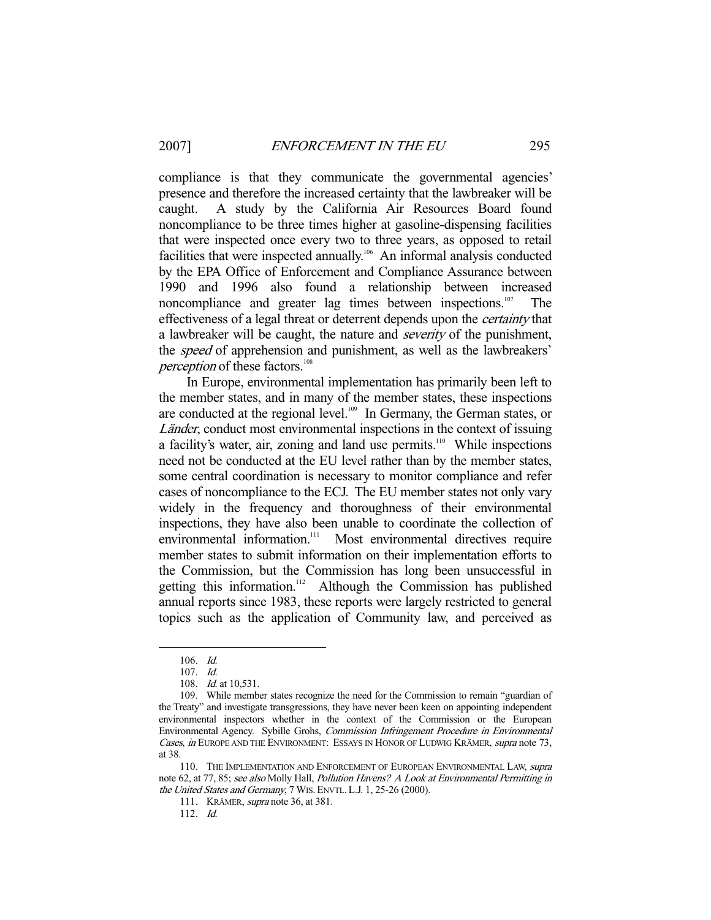compliance is that they communicate the governmental agencies' presence and therefore the increased certainty that the lawbreaker will be caught. A study by the California Air Resources Board found noncompliance to be three times higher at gasoline-dispensing facilities that were inspected once every two to three years, as opposed to retail facilities that were inspected annually.[106] An informal analysis conducted by the EPA Office of Enforcement and Compliance Assurance between 1990 and 1996 also found a relationship between increased noncompliance and greater lag times between inspections.[107] The effectiveness of a legal threat or deterrent depends upon the *certainty* that a lawbreaker will be caught, the nature and *severity* of the punishment, the *speed* of apprehension and punishment, as well as the lawbreakers' *perception* of these factors.[108]

In Europe, environmental implementation has primarily been left to the member states, and in many of the member states, these inspections are conducted at the regional level.[109] In Germany, the German states, or *Länder*, conduct most environmental inspections in the context of issuing a facility's water, air, zoning and land use permits.[110] While inspections need not be conducted at the EU level rather than by the member states, some central coordination is necessary to monitor compliance and refer cases of noncompliance to the ECJ. The EU member states not only vary widely in the frequency and thoroughness of their environmental inspections, they have also been unable to coordinate the collection of environmental information.[111] Most environmental directives require member states to submit information on their implementation efforts to the Commission, but the Commission has long been unsuccessful in getting this information.[112] Although the Commission has published annual reports since 1983, these reports were largely restricted to general topics such as the application of Community law, and perceived as

---

106. *Id.*

107. *Id.*

108. *Id.* at 10,531.

109. While member states recognize the need for the Commission to remain "guardian of the Treaty" and investigate transgressions, they have never been keen on appointing independent environmental inspectors whether in the context of the Commission or the European Environmental Agency. Sybille Grohs, *Commission Infringement Procedure in Environmental Cases*, *in* EUROPE AND THE ENVIRONMENT: ESSAYS IN HONOR OF LUDWIG KRÄMER, *supra* note 73, at 38.

110. THE IMPLEMENTATION AND ENFORCEMENT OF EUROPEAN ENVIRONMENTAL LAW, *supra* note 62, at 77, 85; *see also* Molly Hall, *Pollution Havens? A Look at Environmental Permitting in the United States and Germany*, 7 WIS. ENVTL. L.J. 1, 25-26 (2000).

111. KRÄMER, *supra* note 36, at 381.

112. *Id.*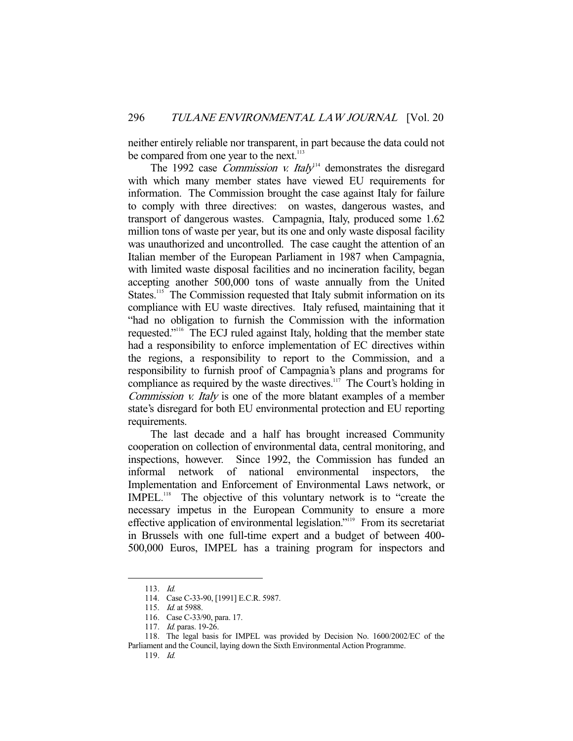neither entirely reliable nor transparent, in part because the data could not be compared from one year to the next.[113]

The 1992 case *Commission v. Italy*[114] demonstrates the disregard with which many member states have viewed EU requirements for information. The Commission brought the case against Italy for failure to comply with three directives: on wastes, dangerous wastes, and transport of dangerous wastes. Campagnia, Italy, produced some 1.62 million tons of waste per year, but its one and only waste disposal facility was unauthorized and uncontrolled. The case caught the attention of an Italian member of the European Parliament in 1987 when Campagnia, with limited waste disposal facilities and no incineration facility, began accepting another 500,000 tons of waste annually from the United States.[115] The Commission requested that Italy submit information on its compliance with EU waste directives. Italy refused, maintaining that it "had no obligation to furnish the Commission with the information requested."[116] The ECJ ruled against Italy, holding that the member state had a responsibility to enforce implementation of EC directives within the regions, a responsibility to report to the Commission, and a responsibility to furnish proof of Campagnia's plans and programs for compliance as required by the waste directives.[117] The Court's holding in *Commission v. Italy* is one of the more blatant examples of a member state's disregard for both EU environmental protection and EU reporting requirements.

The last decade and a half has brought increased Community cooperation on collection of environmental data, central monitoring, and inspections, however. Since 1992, the Commission has funded an informal network of national environmental inspectors, the Implementation and Enforcement of Environmental Laws network, or IMPEL.[118] The objective of this voluntary network is to "create the necessary impetus in the European Community to ensure a more effective application of environmental legislation."[119] From its secretariat in Brussels with one full-time expert and a budget of between 400-500,000 Euros, IMPEL has a training program for inspectors and

---

113. *Id.*

114. Case C-33-90, [1991] E.C.R. 5987.

115. *Id.* at 5988.

116. Case C-33/90, para. 17.

117. *Id.* paras. 19-26.

118. The legal basis for IMPEL was provided by Decision No. 1600/2002/EC of the Parliament and the Council, laying down the Sixth Environmental Action Programme.

119. *Id.*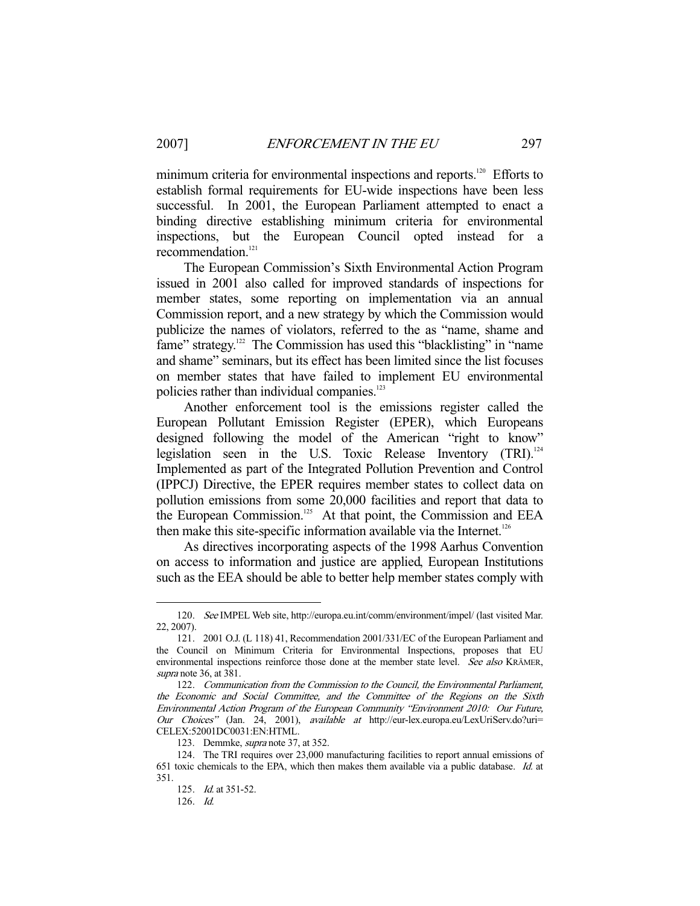minimum criteria for environmental inspections and reports.[120] Efforts to establish formal requirements for EU-wide inspections have been less successful. In 2001, the European Parliament attempted to enact a binding directive establishing minimum criteria for environmental inspections, but the European Council opted instead for a recommendation.[121]

The European Commission's Sixth Environmental Action Program issued in 2001 also called for improved standards of inspections for member states, some reporting on implementation via an annual Commission report, and a new strategy by which the Commission would publicize the names of violators, referred to the as "name, shame and fame" strategy.[122] The Commission has used this "blacklisting" in "name and shame" seminars, but its effect has been limited since the list focuses on member states that have failed to implement EU environmental policies rather than individual companies.[123]

Another enforcement tool is the emissions register called the European Pollutant Emission Register (EPER), which Europeans designed following the model of the American "right to know" legislation seen in the U.S. Toxic Release Inventory (TRI).[124] Implemented as part of the Integrated Pollution Prevention and Control (IPPCJ) Directive, the EPER requires member states to collect data on pollution emissions from some 20,000 facilities and report that data to the European Commission.[125] At that point, the Commission and EEA then make this site-specific information available via the Internet.[126]

As directives incorporating aspects of the 1998 Aarhus Convention on access to information and justice are applied, European Institutions such as the EEA should be able to better help member states comply with

---

120. *See* IMPEL Web site, http://europa.eu.int/comm/environment/impel/ (last visited Mar. 22, 2007).

121. 2001 O.J. (L 118) 41, Recommendation 2001/331/EC of the European Parliament and the Council on Minimum Criteria for Environmental Inspections, proposes that EU environmental inspections reinforce those done at the member state level. *See also* KRÄMER, *supra* note 36, at 381.

122. *Communication from the Commission to the Council, the Environmental Parliament, the Economic and Social Committee, and the Committee of the Regions on the Sixth Environmental Action Program of the European Community "Environment 2010: Our Future, Our Choices"* (Jan. 24, 2001), *available at* http://eur-lex.europa.eu/LexUriServ.do?uri=CELEX:52001DC0031:EN:HTML.

123. Demmke, *supra* note 37, at 352.

124. The TRI requires over 23,000 manufacturing facilities to report annual emissions of 651 toxic chemicals to the EPA, which then makes them available via a public database. *Id.* at 351.

125. *Id.* at 351-52.

126. *Id.*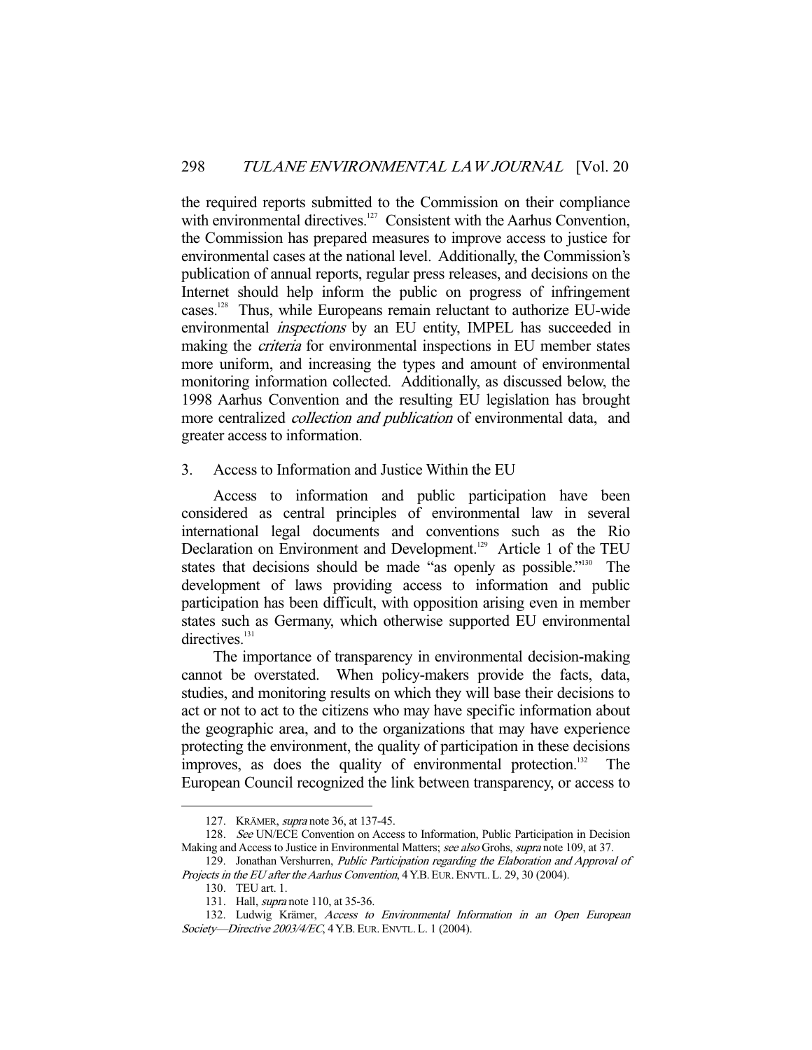the required reports submitted to the Commission on their compliance with environmental directives.[127] Consistent with the Aarhus Convention, the Commission has prepared measures to improve access to justice for environmental cases at the national level. Additionally, the Commission's publication of annual reports, regular press releases, and decisions on the Internet should help inform the public on progress of infringement cases.[128] Thus, while Europeans remain reluctant to authorize EU-wide environmental *inspections* by an EU entity, IMPEL has succeeded in making the *criteria* for environmental inspections in EU member states more uniform, and increasing the types and amount of environmental monitoring information collected. Additionally, as discussed below, the 1998 Aarhus Convention and the resulting EU legislation has brought more centralized *collection and publication* of environmental data, and greater access to information.

### 3. Access to Information and Justice Within the EU

Access to information and public participation have been considered as central principles of environmental law in several international legal documents and conventions such as the Rio Declaration on Environment and Development.[129] Article 1 of the TEU states that decisions should be made "as openly as possible."[130] The development of laws providing access to information and public participation has been difficult, with opposition arising even in member states such as Germany, which otherwise supported EU environmental directives.[131]

The importance of transparency in environmental decision-making cannot be overstated. When policy-makers provide the facts, data, studies, and monitoring results on which they will base their decisions to act or not to act to the citizens who may have specific information about the geographic area, and to the organizations that may have experience protecting the environment, the quality of participation in these decisions improves, as does the quality of environmental protection.[132] The European Council recognized the link between transparency, or access to

---

127. KRÄMER, *supra* note 36, at 137-45.

128. *See* UN/ECE Convention on Access to Information, Public Participation in Decision Making and Access to Justice in Environmental Matters; *see also* Grohs, *supra* note 109, at 37.

129. Jonathan Vershurren, *Public Participation regarding the Elaboration and Approval of Projects in the EU after the Aarhus Convention*, 4 Y.B. EUR. ENVTL. L. 29, 30 (2004).

130. TEU art. 1.

131. Hall, *supra* note 110, at 35-36.

132. Ludwig Krämer, *Access to Environmental Information in an Open European Society—Directive 2003/4/EC*, 4 Y.B. EUR. ENVTL. L. 1 (2004).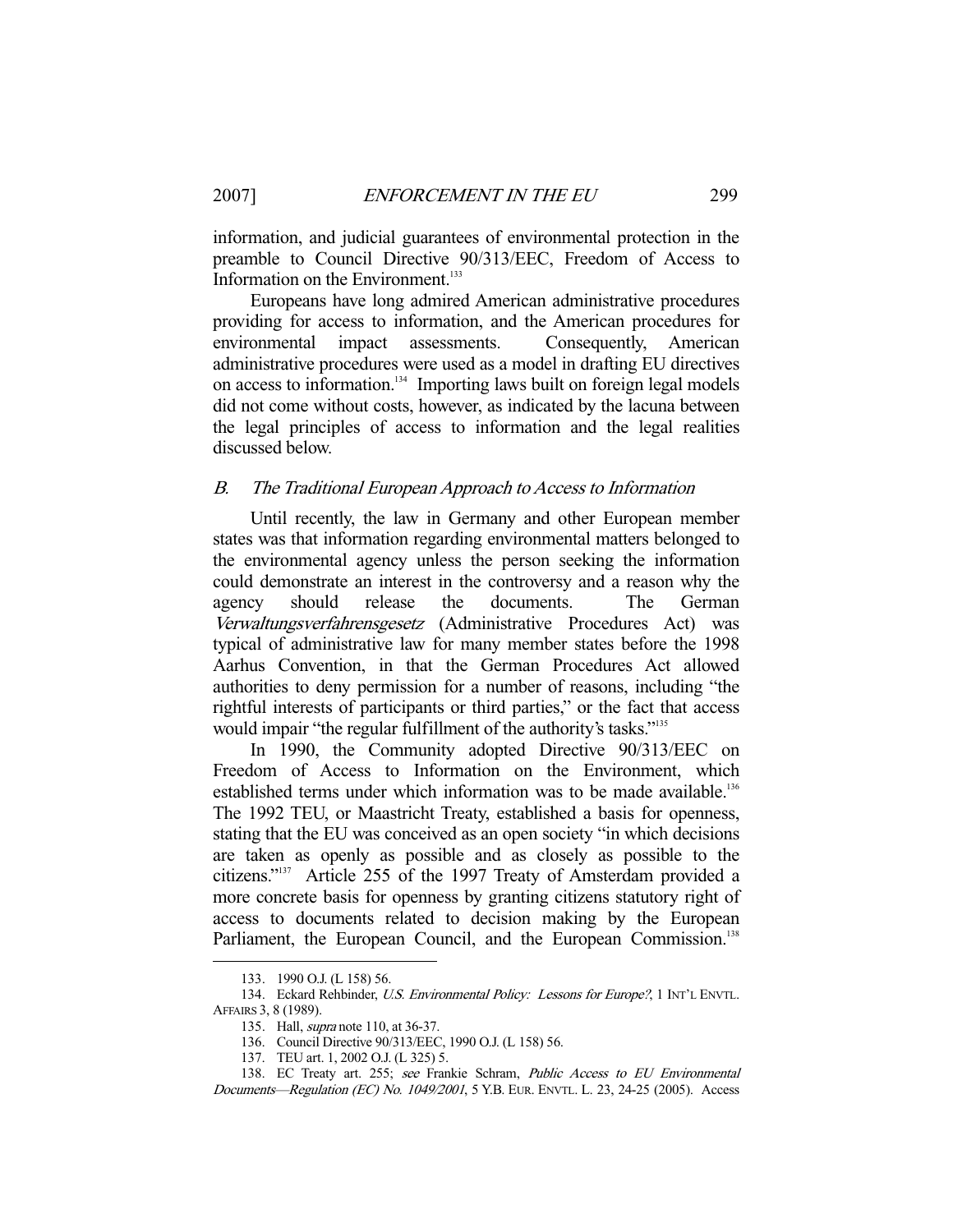information, and judicial guarantees of environmental protection in the preamble to Council Directive 90/313/EEC, Freedom of Access to Information on the Environment.[133]

Europeans have long admired American administrative procedures providing for access to information, and the American procedures for environmental impact assessments. Consequently, American administrative procedures were used as a model in drafting EU directives on access to information.[134] Importing laws built on foreign legal models did not come without costs, however, as indicated by the lacuna between the legal principles of access to information and the legal realities discussed below.

### *B. The Traditional European Approach to Access to Information*

Until recently, the law in Germany and other European member states was that information regarding environmental matters belonged to the environmental agency unless the person seeking the information could demonstrate an interest in the controversy and a reason why the agency should release the documents. The German *Verwaltungsverfahrensgesetz* (Administrative Procedures Act) was typical of administrative law for many member states before the 1998 Aarhus Convention, in that the German Procedures Act allowed authorities to deny permission for a number of reasons, including "the rightful interests of participants or third parties," or the fact that access would impair "the regular fulfillment of the authority's tasks."[135]

In 1990, the Community adopted Directive 90/313/EEC on Freedom of Access to Information on the Environment, which established terms under which information was to be made available.[136] The 1992 TEU, or Maastricht Treaty, established a basis for openness, stating that the EU was conceived as an open society "in which decisions are taken as openly as possible and as closely as possible to the citizens."[137] Article 255 of the 1997 Treaty of Amsterdam provided a more concrete basis for openness by granting citizens statutory right of access to documents related to decision making by the European Parliament, the European Council, and the European Commission.[138]

---

133. 1990 O.J. (L 158) 56.

134. Eckard Rehbinder, *U.S. Environmental Policy: Lessons for Europe?*, 1 INT'L ENVTL. AFFAIRS 3, 8 (1989).

135. Hall, *supra* note 110, at 36-37.

136. Council Directive 90/313/EEC, 1990 O.J. (L 158) 56.

137. TEU art. 1, 2002 O.J. (L 325) 5.

138. EC Treaty art. 255; *see* Frankie Schram, *Public Access to EU Environmental Documents—Regulation (EC) No. 1049/2001*, 5 Y.B. EUR. ENVTL. L. 23, 24-25 (2005). Access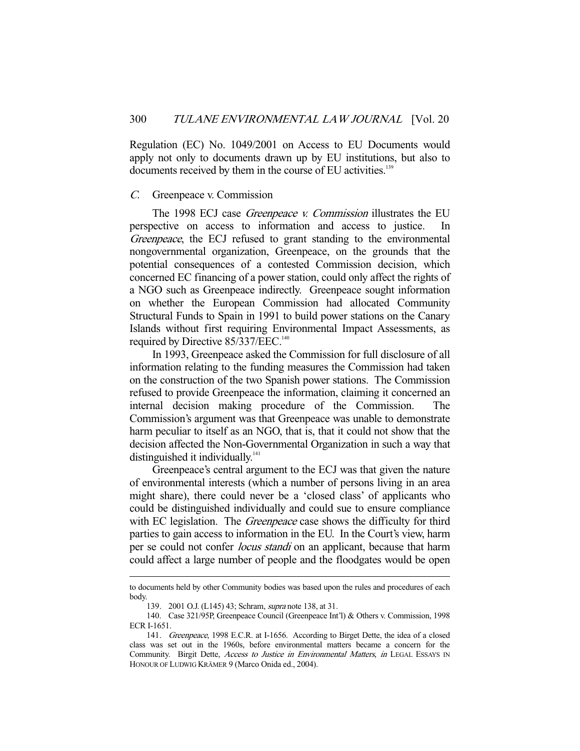Regulation (EC) No. 1049/2001 on Access to EU Documents would apply not only to documents drawn up by EU institutions, but also to documents received by them in the course of EU activities.[139]

### *C.* Greenpeace v. Commission

The 1998 ECJ case *Greenpeace v. Commission* illustrates the EU perspective on access to information and access to justice. In *Greenpeace*, the ECJ refused to grant standing to the environmental nongovernmental organization, Greenpeace, on the grounds that the potential consequences of a contested Commission decision, which concerned EC financing of a power station, could only affect the rights of a NGO such as Greenpeace indirectly. Greenpeace sought information on whether the European Commission had allocated Community Structural Funds to Spain in 1991 to build power stations on the Canary Islands without first requiring Environmental Impact Assessments, as required by Directive 85/337/EEC.[140]

In 1993, Greenpeace asked the Commission for full disclosure of all information relating to the funding measures the Commission had taken on the construction of the two Spanish power stations. The Commission refused to provide Greenpeace the information, claiming it concerned an internal decision making procedure of the Commission. The Commission's argument was that Greenpeace was unable to demonstrate harm peculiar to itself as an NGO, that is, that it could not show that the decision affected the Non-Governmental Organization in such a way that distinguished it individually.[141]

Greenpeace's central argument to the ECJ was that given the nature of environmental interests (which a number of persons living in an area might share), there could never be a 'closed class' of applicants who could be distinguished individually and could sue to ensure compliance with EC legislation. The *Greenpeace* case shows the difficulty for third parties to gain access to information in the EU. In the Court's view, harm per se could not confer *locus standi* on an applicant, because that harm could affect a large number of people and the floodgates would be open

---

to documents held by other Community bodies was based upon the rules and procedures of each body.

139. 2001 O.J. (L145) 43; Schram, *supra* note 138, at 31.

140. Case 321/95P, Greenpeace Council (Greenpeace Int'l) & Others v. Commission, 1998 ECR I-1651.

141. *Greenpeace*, 1998 E.C.R. at I-1656. According to Birget Dette, the idea of a closed class was set out in the 1960s, before environmental matters became a concern for the Community. Birgit Dette, *Access to Justice in Environmental Matters*, *in* LEGAL ESSAYS IN HONOUR OF LUDWIG KRÄMER 9 (Marco Onida ed., 2004).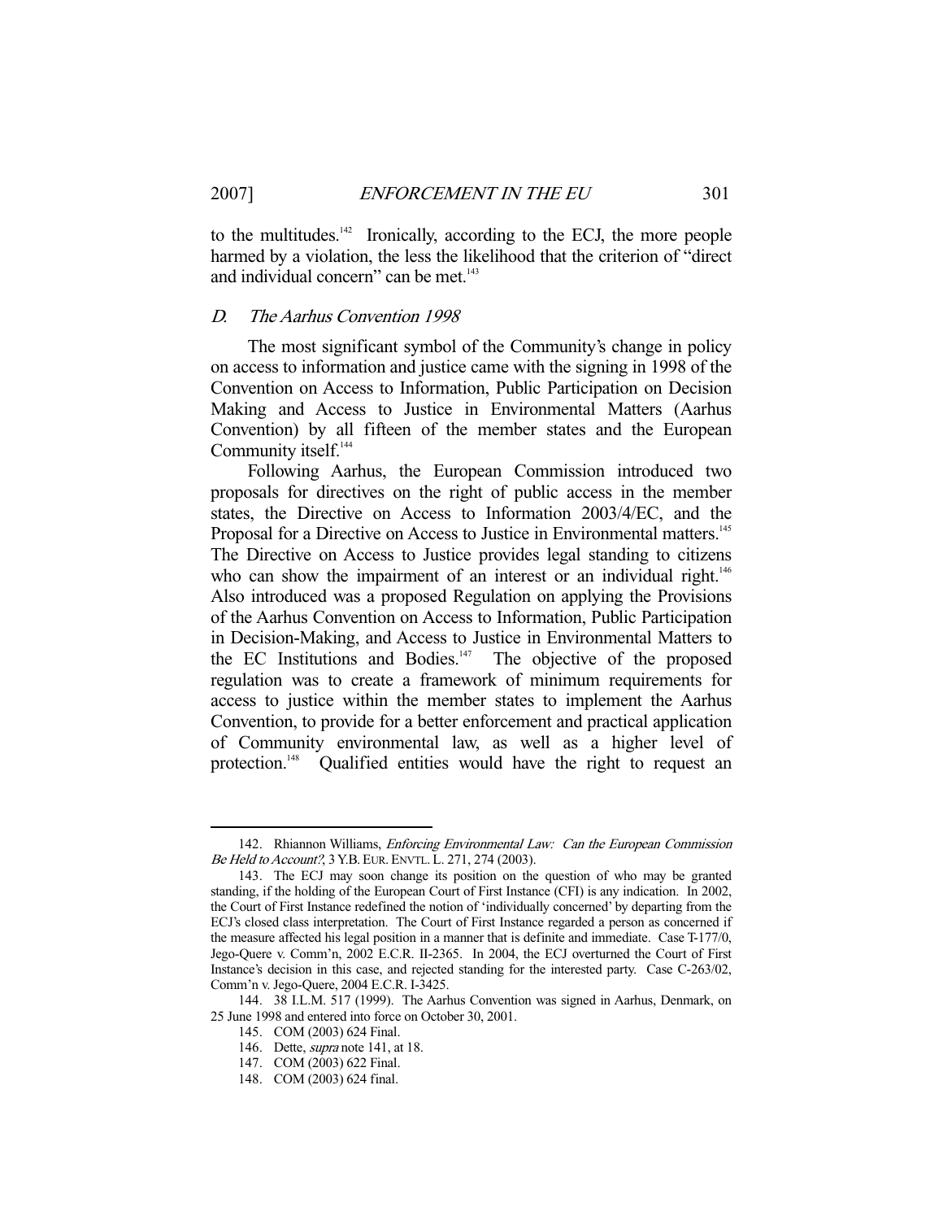to the multitudes.[142] Ironically, according to the ECJ, the more people harmed by a violation, the less the likelihood that the criterion of "direct and individual concern" can be met.[143]

### *D. The Aarhus Convention 1998*

The most significant symbol of the Community's change in policy on access to information and justice came with the signing in 1998 of the Convention on Access to Information, Public Participation on Decision Making and Access to Justice in Environmental Matters (Aarhus Convention) by all fifteen of the member states and the European Community itself.[144]

Following Aarhus, the European Commission introduced two proposals for directives on the right of public access in the member states, the Directive on Access to Information 2003/4/EC, and the Proposal for a Directive on Access to Justice in Environmental matters.[145] The Directive on Access to Justice provides legal standing to citizens who can show the impairment of an interest or an individual right.[146] Also introduced was a proposed Regulation on applying the Provisions of the Aarhus Convention on Access to Information, Public Participation in Decision-Making, and Access to Justice in Environmental Matters to the EC Institutions and Bodies.[147] The objective of the proposed regulation was to create a framework of minimum requirements for access to justice within the member states to implement the Aarhus Convention, to provide for a better enforcement and practical application of Community environmental law, as well as a higher level of protection.[148] Qualified entities would have the right to request an

---

142. Rhiannon Williams, *Enforcing Environmental Law: Can the European Commission Be Held to Account?*, 3 Y.B. EUR. ENVTL. L. 271, 274 (2003).

143. The ECJ may soon change its position on the question of who may be granted standing, if the holding of the European Court of First Instance (CFI) is any indication. In 2002, the Court of First Instance redefined the notion of 'individually concerned' by departing from the ECJ's closed class interpretation. The Court of First Instance regarded a person as concerned if the measure affected his legal position in a manner that is definite and immediate. Case T-177/0, Jego-Quere v. Comm'n, 2002 E.C.R. II-2365. In 2004, the ECJ overturned the Court of First Instance's decision in this case, and rejected standing for the interested party. Case C-263/02, Comm'n v. Jego-Quere, 2004 E.C.R. I-3425.

144. 38 I.L.M. 517 (1999). The Aarhus Convention was signed in Aarhus, Denmark, on 25 June 1998 and entered into force on October 30, 2001.

145. COM (2003) 624 Final.

146. Dette, *supra* note 141, at 18.

147. COM (2003) 622 Final.

148. COM (2003) 624 final.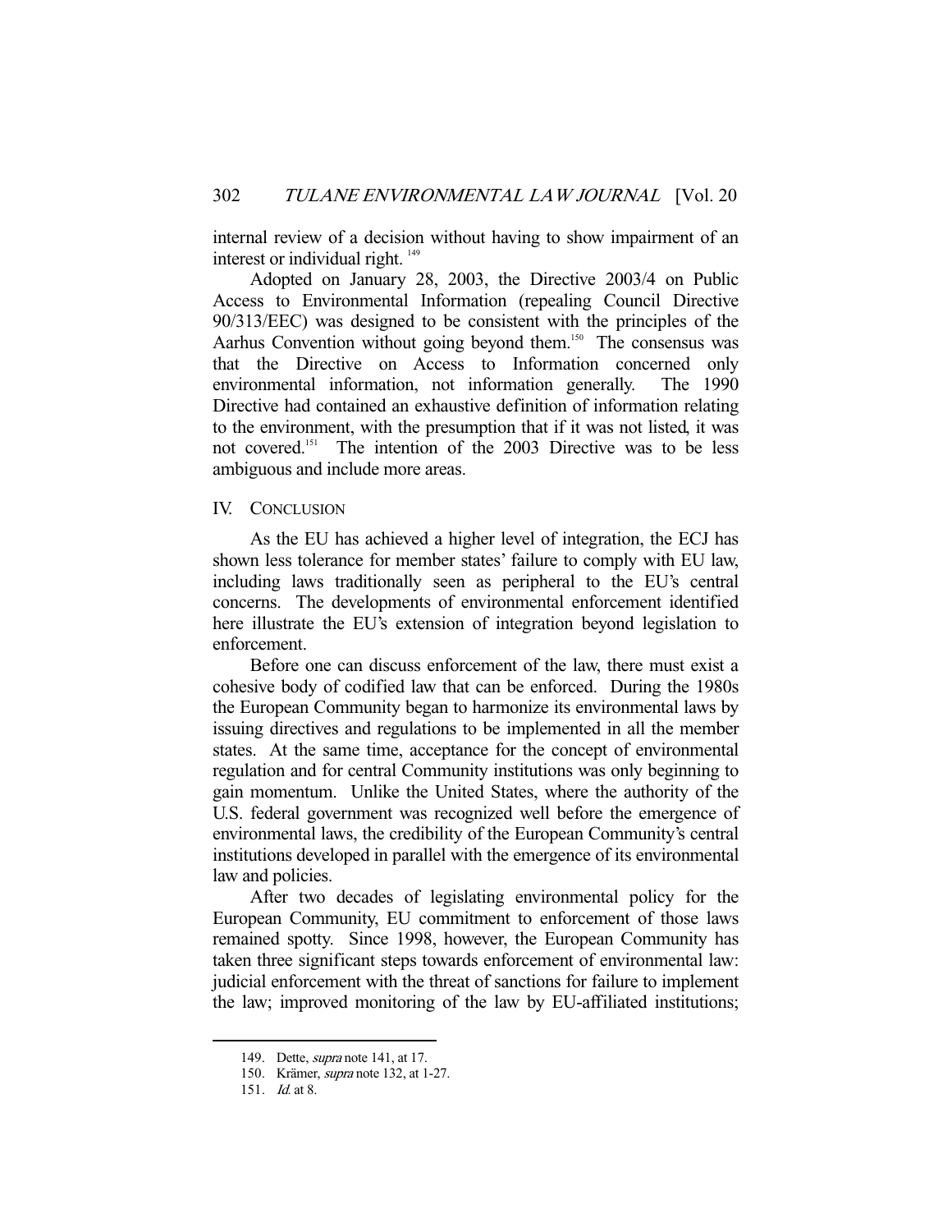internal review of a decision without having to show impairment of an interest or individual right. [149]

Adopted on January 28, 2003, the Directive 2003/4 on Public Access to Environmental Information (repealing Council Directive 90/313/EEC) was designed to be consistent with the principles of the Aarhus Convention without going beyond them.[150] The consensus was that the Directive on Access to Information concerned only environmental information, not information generally. The 1990 Directive had contained an exhaustive definition of information relating to the environment, with the presumption that if it was not listed, it was not covered.[151] The intention of the 2003 Directive was to be less ambiguous and include more areas.

## IV. CONCLUSION

As the EU has achieved a higher level of integration, the ECJ has shown less tolerance for member states' failure to comply with EU law, including laws traditionally seen as peripheral to the EU's central concerns. The developments of environmental enforcement identified here illustrate the EU's extension of integration beyond legislation to enforcement.

Before one can discuss enforcement of the law, there must exist a cohesive body of codified law that can be enforced. During the 1980s the European Community began to harmonize its environmental laws by issuing directives and regulations to be implemented in all the member states. At the same time, acceptance for the concept of environmental regulation and for central Community institutions was only beginning to gain momentum. Unlike the United States, where the authority of the U.S. federal government was recognized well before the emergence of environmental laws, the credibility of the European Community's central institutions developed in parallel with the emergence of its environmental law and policies.

After two decades of legislating environmental policy for the European Community, EU commitment to enforcement of those laws remained spotty. Since 1998, however, the European Community has taken three significant steps towards enforcement of environmental law: judicial enforcement with the threat of sanctions for failure to implement the law; improved monitoring of the law by EU-affiliated institutions;

---

149. Dette, *supra* note 141, at 17.

150. Krämer, *supra* note 132, at 1-27.

151. *Id.* at 8.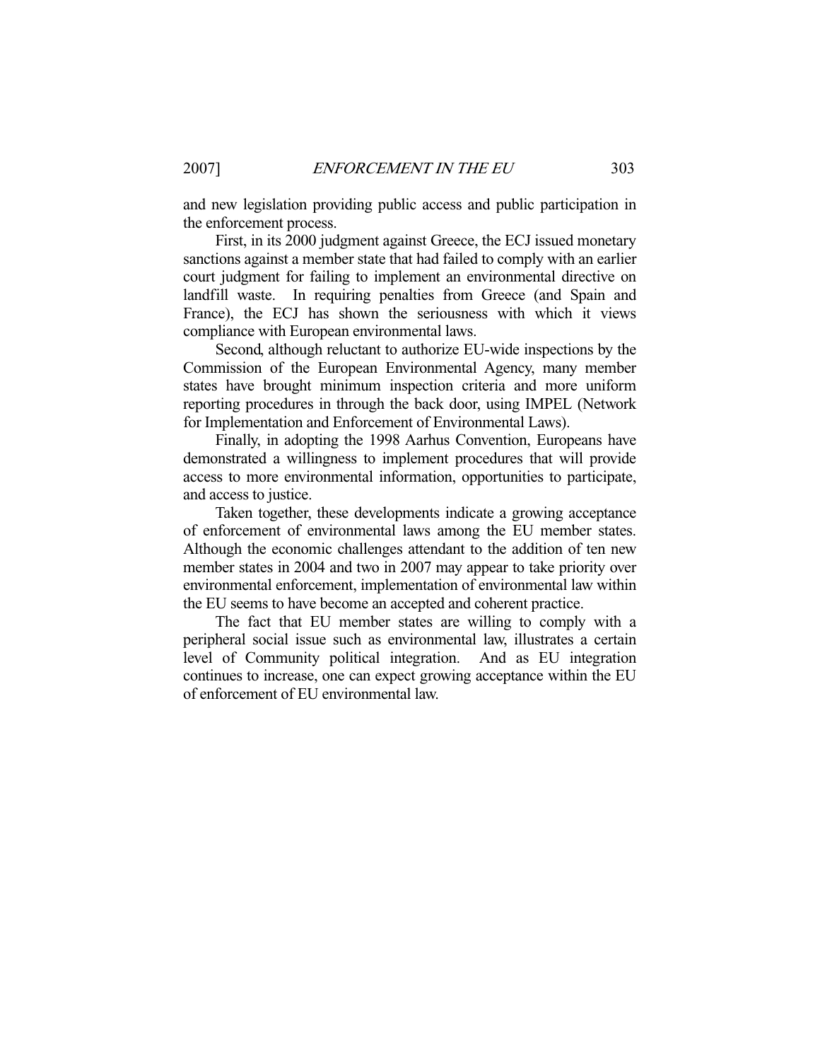and new legislation providing public access and public participation in the enforcement process.

First, in its 2000 judgment against Greece, the ECJ issued monetary sanctions against a member state that had failed to comply with an earlier court judgment for failing to implement an environmental directive on landfill waste. In requiring penalties from Greece (and Spain and France), the ECJ has shown the seriousness with which it views compliance with European environmental laws.

Second, although reluctant to authorize EU-wide inspections by the Commission of the European Environmental Agency, many member states have brought minimum inspection criteria and more uniform reporting procedures in through the back door, using IMPEL (Network for Implementation and Enforcement of Environmental Laws).

Finally, in adopting the 1998 Aarhus Convention, Europeans have demonstrated a willingness to implement procedures that will provide access to more environmental information, opportunities to participate, and access to justice.

Taken together, these developments indicate a growing acceptance of enforcement of environmental laws among the EU member states. Although the economic challenges attendant to the addition of ten new member states in 2004 and two in 2007 may appear to take priority over environmental enforcement, implementation of environmental law within the EU seems to have become an accepted and coherent practice.

The fact that EU member states are willing to comply with a peripheral social issue such as environmental law, illustrates a certain level of Community political integration. And as EU integration continues to increase, one can expect growing acceptance within the EU of enforcement of EU environmental law.